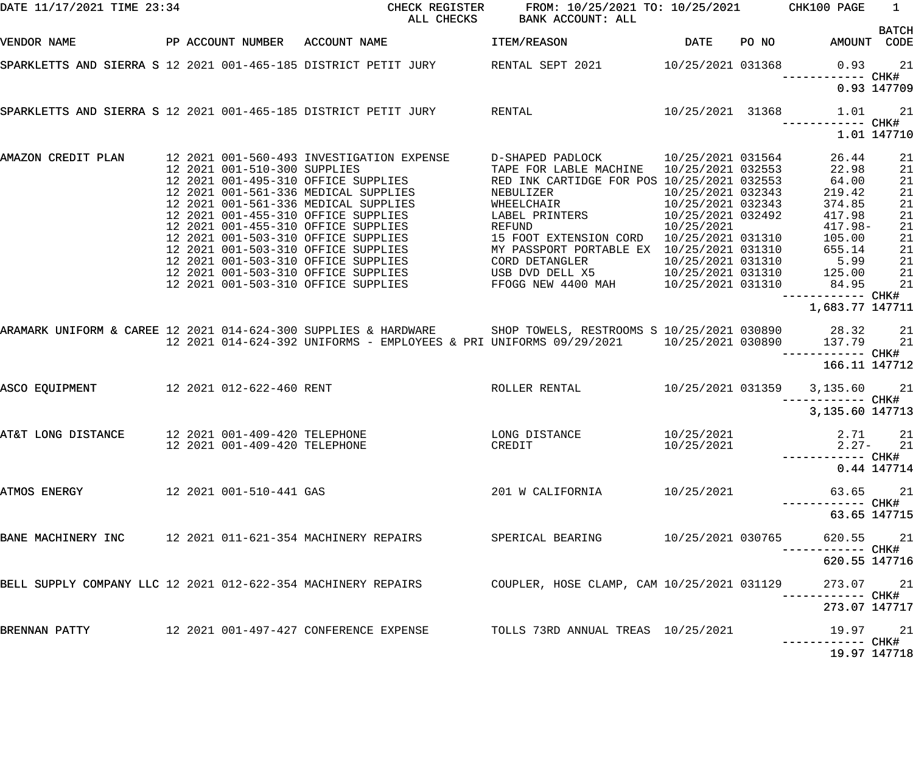DATE 11/17/2021 TIME 23:34 — CHECK REGISTER — ALL CHECKS — FROM: 10/25/2021 TO: 10/25/2021 — BANK ACCOUNT: ALL — CHK100 PAGE 1

| VENDOR NAME | PP | ACCOUNT NUMBER | ACCOUNT NAME | ITEM/REASON | DATE | PO NO | AMOUNT | BATCH CODE |
|---|---|---|---|---|---|---|---|---|
| SPARKLETTS AND SIERRA S | 12 2021 | 001-465-185 | DISTRICT PETIT JURY | RENTAL SEPT 2021 | 10/25/2021 | 031368 | 0.93 | 21 |
| | | | | | | | 0.93 | CHK# 147709 |
| SPARKLETTS AND SIERRA S | 12 2021 | 001-465-185 | DISTRICT PETIT JURY | RENTAL | 10/25/2021 | 31368 | 1.01 | 21 |
| | | | | | | | 1.01 | CHK# 147710 |
| AMAZON CREDIT PLAN | 12 2021 | 001-560-493 | INVESTIGATION EXPENSE | D-SHAPED PADLOCK | 10/25/2021 | 031564 | 26.44 | 21 |
| | 12 2021 | 001-510-300 | SUPPLIES | TAPE FOR LABLE MACHINE | 10/25/2021 | 032553 | 22.98 | 21 |
| | 12 2021 | 001-495-310 | OFFICE SUPPLIES | RED INK CARTIDGE FOR POS | 10/25/2021 | 032553 | 64.00 | 21 |
| | 12 2021 | 001-561-336 | MEDICAL SUPPLIES | NEBULIZER | 10/25/2021 | 032343 | 219.42 | 21 |
| | 12 2021 | 001-561-336 | MEDICAL SUPPLIES | WHEELCHAIR | 10/25/2021 | 032343 | 374.85 | 21 |
| | 12 2021 | 001-455-310 | OFFICE SUPPLIES | LABEL PRINTERS | 10/25/2021 | 032492 | 417.98 | 21 |
| | 12 2021 | 001-455-310 | OFFICE SUPPLIES | REFUND | 10/25/2021 | | 417.98- | 21 |
| | 12 2021 | 001-503-310 | OFFICE SUPPLIES | 15 FOOT EXTENSION CORD | 10/25/2021 | 031310 | 105.00 | 21 |
| | 12 2021 | 001-503-310 | OFFICE SUPPLIES | MY PASSPORT PORTABLE EX | 10/25/2021 | 031310 | 655.14 | 21 |
| | 12 2021 | 001-503-310 | OFFICE SUPPLIES | CORD DETANGLER | 10/25/2021 | 031310 | 5.99 | 21 |
| | 12 2021 | 001-503-310 | OFFICE SUPPLIES | USB DVD DELL X5 | 10/25/2021 | 031310 | 125.00 | 21 |
| | 12 2021 | 001-503-310 | OFFICE SUPPLIES | FFOGG NEW 4400 MAH | 10/25/2021 | 031310 | 84.95 | 21 |
| | | | | | | | 1,683.77 | CHK# 147711 |
| ARAMARK UNIFORM & CAREE | 12 2021 | 014-624-300 | SUPPLIES & HARDWARE | SHOP TOWELS, RESTROOMS S | 10/25/2021 | 030890 | 28.32 | 21 |
| | 12 2021 | 014-624-392 | UNIFORMS - EMPLOYEES & PRI | UNIFORMS 09/29/2021 | 10/25/2021 | 030890 | 137.79 | 21 |
| | | | | | | | 166.11 | CHK# 147712 |
| ASCO EQUIPMENT | 12 2021 | 012-622-460 | RENT | ROLLER RENTAL | 10/25/2021 | 031359 | 3,135.60 | 21 |
| | | | | | | | 3,135.60 | CHK# 147713 |
| AT&T LONG DISTANCE | 12 2021 | 001-409-420 | TELEPHONE | LONG DISTANCE | 10/25/2021 | | 2.71 | 21 |
| | 12 2021 | 001-409-420 | TELEPHONE | CREDIT | 10/25/2021 | | 2.27- | 21 |
| | | | | | | | 0.44 | CHK# 147714 |
| ATMOS ENERGY | 12 2021 | 001-510-441 | GAS | 201 W CALIFORNIA | 10/25/2021 | | 63.65 | 21 |
| | | | | | | | 63.65 | CHK# 147715 |
| BANE MACHINERY INC | 12 2021 | 011-621-354 | MACHINERY REPAIRS | SPERICAL BEARING | 10/25/2021 | 030765 | 620.55 | 21 |
| | | | | | | | 620.55 | CHK# 147716 |
| BELL SUPPLY COMPANY LLC | 12 2021 | 012-622-354 | MACHINERY REPAIRS | COUPLER, HOSE CLAMP, CAM | 10/25/2021 | 031129 | 273.07 | 21 |
| | | | | | | | 273.07 | CHK# 147717 |
| BRENNAN PATTY | 12 2021 | 001-497-427 | CONFERENCE EXPENSE | TOLLS 73RD ANNUAL TREAS | 10/25/2021 | | 19.97 | 21 |
| | | | | | | | 19.97 | CHK# 147718 |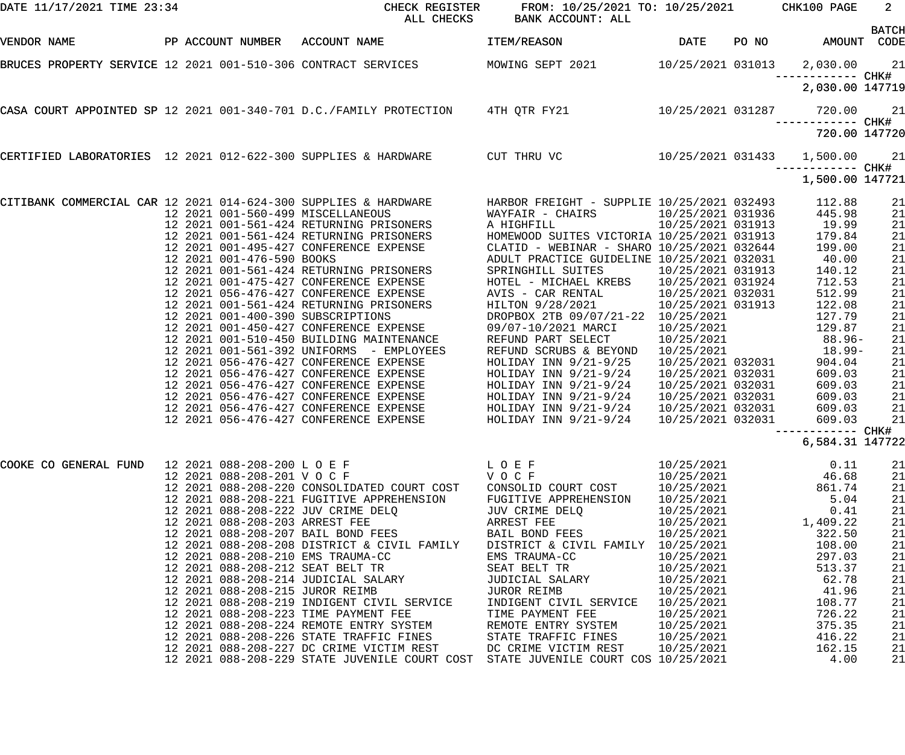DATE 11/17/2021 TIME 23:34 CHECK REGISTER FROM: 10/25/2021 TO: 10/25/2021 CHK100 PAGE 2
ALL CHECKS BANK ACCOUNT: ALL

| VENDOR NAME | PP | ACCOUNT NUMBER | ACCOUNT NAME | ITEM/REASON | DATE | PO NO | AMOUNT | BATCH CODE |
|---|---|---|---|---|---|---|---|---|
| BRUCES PROPERTY SERVICE | 12 | 2021 001-510-306 | CONTRACT SERVICES | MOWING SEPT 2021 | 10/25/2021 | 031013 | 2,030.00 | 21 |
| | | | | | | | ------------ | CHK# |
| | | | | | | | 2,030.00 | 147719 |
| CASA COURT APPOINTED SP | 12 | 2021 001-340-701 | D.C./FAMILY PROTECTION | 4TH QTR FY21 | 10/25/2021 | 031287 | 720.00 | 21 |
| | | | | | | | ------------ | CHK# |
| | | | | | | | 720.00 | 147720 |
| CERTIFIED LABORATORIES | 12 | 2021 012-622-300 | SUPPLIES & HARDWARE | CUT THRU VC | 10/25/2021 | 031433 | 1,500.00 | 21 |
| | | | | | | | ------------ | CHK# |
| | | | | | | | 1,500.00 | 147721 |
| CITIBANK COMMERCIAL CAR | 12 | 2021 014-624-300 | SUPPLIES & HARDWARE | HARBOR FREIGHT - SUPPLIE | 10/25/2021 | 032493 | 112.88 | 21 |
| | 12 | 2021 001-560-499 | MISCELLANEOUS | WAYFAIR - CHAIRS | 10/25/2021 | 031936 | 445.98 | 21 |
| | 12 | 2021 001-561-424 | RETURNING PRISONERS | A HIGHFILL | 10/25/2021 | 031913 | 19.99 | 21 |
| | 12 | 2021 001-561-424 | RETURNING PRISONERS | HOMEWOOD SUITES VICTORIA | 10/25/2021 | 031913 | 179.84 | 21 |
| | 12 | 2021 001-495-427 | CONFERENCE EXPENSE | CLATID - WEBINAR - SHARO | 10/25/2021 | 032644 | 199.00 | 21 |
| | 12 | 2021 001-476-590 | BOOKS | ADULT PRACTICE GUIDELINE | 10/25/2021 | 032031 | 40.00 | 21 |
| | 12 | 2021 001-561-424 | RETURNING PRISONERS | SPRINGHILL SUITES | 10/25/2021 | 031913 | 140.12 | 21 |
| | 12 | 2021 001-475-427 | CONFERENCE EXPENSE | HOTEL - MICHAEL KREBS | 10/25/2021 | 031924 | 712.53 | 21 |
| | 12 | 2021 056-476-427 | CONFERENCE EXPENSE | AVIS - CAR RENTAL | 10/25/2021 | 032031 | 512.99 | 21 |
| | 12 | 2021 001-561-424 | RETURNING PRISONERS | HILTON 9/28/2021 | 10/25/2021 | 031913 | 122.08 | 21 |
| | 12 | 2021 001-400-390 | SUBSCRIPTIONS | DROPBOX 2TB 09/07/21-22 | 10/25/2021 | | 127.79 | 21 |
| | 12 | 2021 001-450-427 | CONFERENCE EXPENSE | 09/07-10/2021 MARCI | 10/25/2021 | | 129.87 | 21 |
| | 12 | 2021 001-510-450 | BUILDING MAINTENANCE | REFUND PART SELECT | 10/25/2021 | | 88.96- | 21 |
| | 12 | 2021 001-561-392 | UNIFORMS - EMPLOYEES | REFUND SCRUBS & BEYOND | 10/25/2021 | | 18.99- | 21 |
| | 12 | 2021 056-476-427 | CONFERENCE EXPENSE | HOLIDAY INN 9/21-9/25 | 10/25/2021 | 032031 | 904.04 | 21 |
| | 12 | 2021 056-476-427 | CONFERENCE EXPENSE | HOLIDAY INN 9/21-9/24 | 10/25/2021 | 032031 | 609.03 | 21 |
| | 12 | 2021 056-476-427 | CONFERENCE EXPENSE | HOLIDAY INN 9/21-9/24 | 10/25/2021 | 032031 | 609.03 | 21 |
| | 12 | 2021 056-476-427 | CONFERENCE EXPENSE | HOLIDAY INN 9/21-9/24 | 10/25/2021 | 032031 | 609.03 | 21 |
| | 12 | 2021 056-476-427 | CONFERENCE EXPENSE | HOLIDAY INN 9/21-9/24 | 10/25/2021 | 032031 | 609.03 | 21 |
| | 12 | 2021 056-476-427 | CONFERENCE EXPENSE | HOLIDAY INN 9/21-9/24 | 10/25/2021 | 032031 | 609.03 | 21 |
| | | | | | | | ------------ | CHK# |
| | | | | | | | 6,584.31 | 147722 |
| COOKE CO GENERAL FUND | 12 | 2021 088-208-200 | L O E F | L O E F | 10/25/2021 | | 0.11 | 21 |
| | 12 | 2021 088-208-201 | V O C F | V O C F | 10/25/2021 | | 46.68 | 21 |
| | 12 | 2021 088-208-220 | CONSOLIDATED COURT COST | CONSOLID COURT COST | 10/25/2021 | | 861.74 | 21 |
| | 12 | 2021 088-208-221 | FUGITIVE APPREHENSION | FUGITIVE APPREHENSION | 10/25/2021 | | 5.04 | 21 |
| | 12 | 2021 088-208-222 | JUV CRIME DELQ | JUV CRIME DELQ | 10/25/2021 | | 0.41 | 21 |
| | 12 | 2021 088-208-203 | ARREST FEE | ARREST FEE | 10/25/2021 | | 1,409.22 | 21 |
| | 12 | 2021 088-208-207 | BAIL BOND FEES | BAIL BOND FEES | 10/25/2021 | | 322.50 | 21 |
| | 12 | 2021 088-208-208 | DISTRICT & CIVIL FAMILY | DISTRICT & CIVIL FAMILY | 10/25/2021 | | 108.00 | 21 |
| | 12 | 2021 088-208-210 | EMS TRAUMA-CC | EMS TRAUMA-CC | 10/25/2021 | | 297.03 | 21 |
| | 12 | 2021 088-208-212 | SEAT BELT TR | SEAT BELT TR | 10/25/2021 | | 513.37 | 21 |
| | 12 | 2021 088-208-214 | JUDICIAL SALARY | JUDICIAL SALARY | 10/25/2021 | | 62.78 | 21 |
| | 12 | 2021 088-208-215 | JUROR REIMB | JUROR REIMB | 10/25/2021 | | 41.96 | 21 |
| | 12 | 2021 088-208-219 | INDIGENT CIVIL SERVICE | INDIGENT CIVIL SERVICE | 10/25/2021 | | 108.77 | 21 |
| | 12 | 2021 088-208-223 | TIME PAYMENT FEE | TIME PAYMENT FEE | 10/25/2021 | | 726.22 | 21 |
| | 12 | 2021 088-208-224 | REMOTE ENTRY SYSTEM | REMOTE ENTRY SYSTEM | 10/25/2021 | | 375.35 | 21 |
| | 12 | 2021 088-208-226 | STATE TRAFFIC FINES | STATE TRAFFIC FINES | 10/25/2021 | | 416.22 | 21 |
| | 12 | 2021 088-208-227 | DC CRIME VICTIM REST | DC CRIME VICTIM REST | 10/25/2021 | | 162.15 | 21 |
| | 12 | 2021 088-208-229 | STATE JUVENILE COURT COST | STATE JUVENILE COURT COS | 10/25/2021 | | 4.00 | 21 |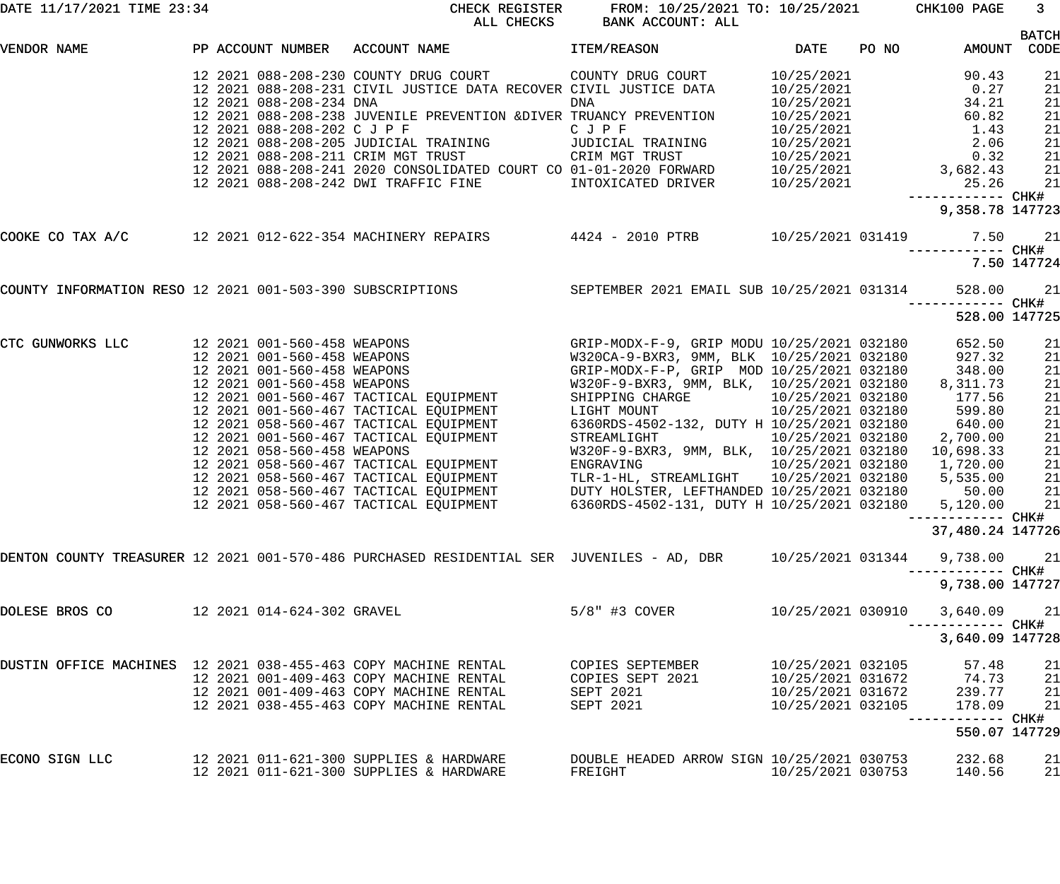DATE 11/17/2021 TIME 23:34 CHECK REGISTER FROM: 10/25/2021 TO: 10/25/2021 CHK100 PAGE 3

ALL CHECKS BANK ACCOUNT: ALL

| VENDOR NAME | PP | ACCOUNT NUMBER | ACCOUNT NAME | ITEM/REASON | DATE | PO NO | AMOUNT | BATCH CODE |
|---|---|---|---|---|---|---|---|---|
| | 12 2021 | 088-208-230 | COUNTY DRUG COURT | COUNTY DRUG COURT | 10/25/2021 | | 90.43 | 21 |
| | 12 2021 | 088-208-231 | CIVIL JUSTICE DATA RECOVER | CIVIL JUSTICE DATA | 10/25/2021 | | 0.27 | 21 |
| | 12 2021 | 088-208-234 | DNA | DNA | 10/25/2021 | | 34.21 | 21 |
| | 12 2021 | 088-208-238 | JUVENILE PREVENTION &DIVER | TRUANCY PREVENTION | 10/25/2021 | | 60.82 | 21 |
| | 12 2021 | 088-208-202 | C J P F | C J P F | 10/25/2021 | | 1.43 | 21 |
| | 12 2021 | 088-208-205 | JUDICIAL TRAINING | JUDICIAL TRAINING | 10/25/2021 | | 2.06 | 21 |
| | 12 2021 | 088-208-211 | CRIM MGT TRUST | CRIM MGT TRUST | 10/25/2021 | | 0.32 | 21 |
| | 12 2021 | 088-208-241 | 2020 CONSOLIDATED COURT CO | 01-01-2020 FORWARD | 10/25/2021 | | 3,682.43 | 21 |
| | 12 2021 | 088-208-242 | DWI TRAFFIC FINE | INTOXICATED DRIVER | 10/25/2021 | | 25.26 | 21 |
| | | | | | | | 9,358.78 | CHK# 147723 |
| COOKE CO TAX A/C | 12 2021 | 012-622-354 | MACHINERY REPAIRS | 4424 - 2010 PTRB | 10/25/2021 | 031419 | 7.50 | 21 |
| | | | | | | | 7.50 | CHK# 147724 |
| COUNTY INFORMATION RESO | 12 2021 | 001-503-390 | SUBSCRIPTIONS | SEPTEMBER 2021 EMAIL SUB | 10/25/2021 | 031314 | 528.00 | 21 |
| | | | | | | | 528.00 | CHK# 147725 |
| CTC GUNWORKS LLC | 12 2021 | 001-560-458 | WEAPONS | GRIP-MODX-F-9, GRIP MODU | 10/25/2021 | 032180 | 652.50 | 21 |
| | 12 2021 | 001-560-458 | WEAPONS | W320CA-9-BXR3, 9MM, BLK | 10/25/2021 | 032180 | 927.32 | 21 |
| | 12 2021 | 001-560-458 | WEAPONS | GRIP-MODX-F-P, GRIP MOD | 10/25/2021 | 032180 | 348.00 | 21 |
| | 12 2021 | 001-560-458 | WEAPONS | W320F-9-BXR3, 9MM, BLK, | 10/25/2021 | 032180 | 8,311.73 | 21 |
| | 12 2021 | 001-560-467 | TACTICAL EQUIPMENT | SHIPPING CHARGE | 10/25/2021 | 032180 | 177.56 | 21 |
| | 12 2021 | 001-560-467 | TACTICAL EQUIPMENT | LIGHT MOUNT | 10/25/2021 | 032180 | 599.80 | 21 |
| | 12 2021 | 058-560-467 | TACTICAL EQUIPMENT | 6360RDS-4502-132, DUTY H | 10/25/2021 | 032180 | 640.00 | 21 |
| | 12 2021 | 001-560-467 | TACTICAL EQUIPMENT | STREAMLIGHT | 10/25/2021 | 032180 | 2,700.00 | 21 |
| | 12 2021 | 058-560-458 | WEAPONS | W320F-9-BXR3, 9MM, BLK, | 10/25/2021 | 032180 | 10,698.33 | 21 |
| | 12 2021 | 058-560-467 | TACTICAL EQUIPMENT | ENGRAVING | 10/25/2021 | 032180 | 1,720.00 | 21 |
| | 12 2021 | 058-560-467 | TACTICAL EQUIPMENT | TLR-1-HL, STREAMLIGHT | 10/25/2021 | 032180 | 5,535.00 | 21 |
| | 12 2021 | 058-560-467 | TACTICAL EQUIPMENT | DUTY HOLSTER, LEFTHANDED | 10/25/2021 | 032180 | 50.00 | 21 |
| | 12 2021 | 058-560-467 | TACTICAL EQUIPMENT | 6360RDS-4502-131, DUTY H | 10/25/2021 | 032180 | 5,120.00 | 21 |
| | | | | | | | 37,480.24 | CHK# 147726 |
| DENTON COUNTY TREASURER | 12 2021 | 001-570-486 | PURCHASED RESIDENTIAL SER | JUVENILES - AD, DBR | 10/25/2021 | 031344 | 9,738.00 | 21 |
| | | | | | | | 9,738.00 | CHK# 147727 |
| DOLESE BROS CO | 12 2021 | 014-624-302 | GRAVEL | 5/8" #3 COVER | 10/25/2021 | 030910 | 3,640.09 | 21 |
| | | | | | | | 3,640.09 | CHK# 147728 |
| DUSTIN OFFICE MACHINES | 12 2021 | 038-455-463 | COPY MACHINE RENTAL | COPIES SEPTEMBER | 10/25/2021 | 032105 | 57.48 | 21 |
| | 12 2021 | 001-409-463 | COPY MACHINE RENTAL | COPIES SEPT 2021 | 10/25/2021 | 031672 | 74.73 | 21 |
| | 12 2021 | 001-409-463 | COPY MACHINE RENTAL | SEPT 2021 | 10/25/2021 | 031672 | 239.77 | 21 |
| | 12 2021 | 038-455-463 | COPY MACHINE RENTAL | SEPT 2021 | 10/25/2021 | 032105 | 178.09 | 21 |
| | | | | | | | 550.07 | CHK# 147729 |
| ECONO SIGN LLC | 12 2021 | 011-621-300 | SUPPLIES & HARDWARE | DOUBLE HEADED ARROW SIGN | 10/25/2021 | 030753 | 232.68 | 21 |
| | 12 2021 | 011-621-300 | SUPPLIES & HARDWARE | FREIGHT | 10/25/2021 | 030753 | 140.56 | 21 |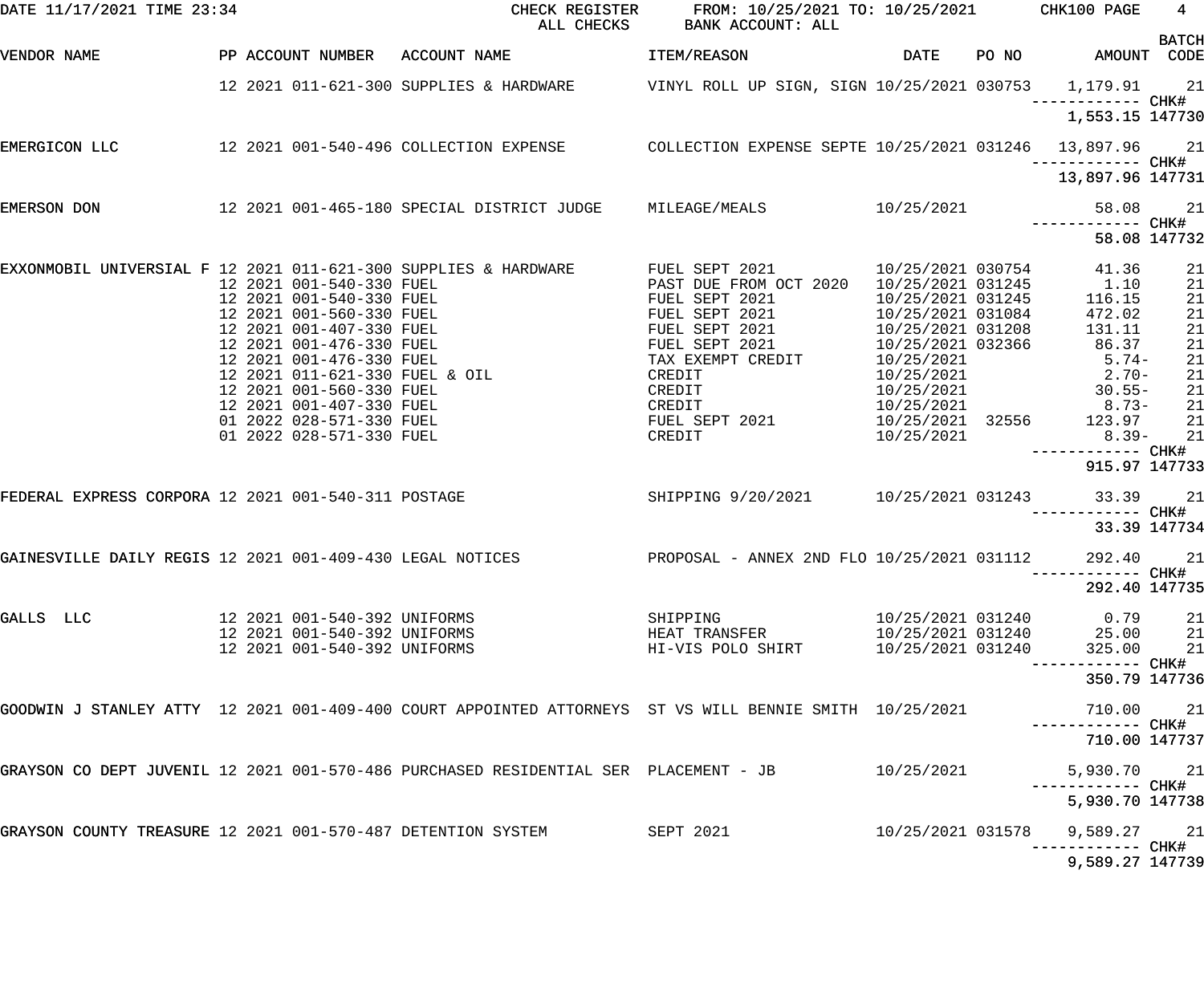DATE 11/17/2021 TIME 23:34 CHECK REGISTER FROM: 10/25/2021 TO: 10/25/2021 CHK100 PAGE 4
ALL CHECKS BANK ACCOUNT: ALL

| VENDOR NAME | PP | ACCOUNT NUMBER | ACCOUNT NAME | ITEM/REASON | DATE | PO NO | AMOUNT | BATCH CODE |
|---|---|---|---|---|---|---|---|---|
| | 12 | 2021 011-621-300 | SUPPLIES & HARDWARE | VINYL ROLL UP SIGN, SIGN | 10/25/2021 | 030753 | 1,179.91 | 21 |
| | | | | | | | ------------ CHK# | |
| | | | | | | | 1,553.15 | 147730 |
| EMERGICON LLC | 12 | 2021 001-540-496 | COLLECTION EXPENSE | COLLECTION EXPENSE SEPTE | 10/25/2021 | 031246 | 13,897.96 | 21 |
| | | | | | | | ------------ CHK# | |
| | | | | | | | 13,897.96 | 147731 |
| EMERSON DON | 12 | 2021 001-465-180 | SPECIAL DISTRICT JUDGE | MILEAGE/MEALS | 10/25/2021 | | 58.08 | 21 |
| | | | | | | | ------------ CHK# | |
| | | | | | | | 58.08 | 147732 |
| EXXONMOBIL UNIVERSIAL F | 12 | 2021 011-621-300 | SUPPLIES & HARDWARE | FUEL SEPT 2021 | 10/25/2021 | 030754 | 41.36 | 21 |
| | 12 | 2021 001-540-330 | FUEL | PAST DUE FROM OCT 2020 | 10/25/2021 | 031245 | 1.10 | 21 |
| | 12 | 2021 001-540-330 | FUEL | FUEL SEPT 2021 | 10/25/2021 | 031245 | 116.15 | 21 |
| | 12 | 2021 001-560-330 | FUEL | FUEL SEPT 2021 | 10/25/2021 | 031084 | 472.02 | 21 |
| | 12 | 2021 001-407-330 | FUEL | FUEL SEPT 2021 | 10/25/2021 | 031208 | 131.11 | 21 |
| | 12 | 2021 001-476-330 | FUEL | FUEL SEPT 2021 | 10/25/2021 | 032366 | 86.37 | 21 |
| | 12 | 2021 001-476-330 | FUEL | TAX EXEMPT CREDIT | 10/25/2021 | | 5.74- | 21 |
| | 12 | 2021 011-621-330 | FUEL & OIL | CREDIT | 10/25/2021 | | 2.70- | 21 |
| | 12 | 2021 001-560-330 | FUEL | CREDIT | 10/25/2021 | | 30.55- | 21 |
| | 12 | 2021 001-407-330 | FUEL | CREDIT | 10/25/2021 | | 8.73- | 21 |
| | 01 | 2022 028-571-330 | FUEL | FUEL SEPT 2021 | 10/25/2021 | 32556 | 123.97 | 21 |
| | 01 | 2022 028-571-330 | FUEL | CREDIT | 10/25/2021 | | 8.39- | 21 |
| | | | | | | | ------------ CHK# | |
| | | | | | | | 915.97 | 147733 |
| FEDERAL EXPRESS CORPORA | 12 | 2021 001-540-311 | POSTAGE | SHIPPING 9/20/2021 | 10/25/2021 | 031243 | 33.39 | 21 |
| | | | | | | | ------------ CHK# | |
| | | | | | | | 33.39 | 147734 |
| GAINESVILLE DAILY REGIS | 12 | 2021 001-409-430 | LEGAL NOTICES | PROPOSAL - ANNEX 2ND FLO | 10/25/2021 | 031112 | 292.40 | 21 |
| | | | | | | | ------------ CHK# | |
| | | | | | | | 292.40 | 147735 |
| GALLS LLC | 12 | 2021 001-540-392 | UNIFORMS | SHIPPING | 10/25/2021 | 031240 | 0.79 | 21 |
| | 12 | 2021 001-540-392 | UNIFORMS | HEAT TRANSFER | 10/25/2021 | 031240 | 25.00 | 21 |
| | 12 | 2021 001-540-392 | UNIFORMS | HI-VIS POLO SHIRT | 10/25/2021 | 031240 | 325.00 | 21 |
| | | | | | | | ------------ CHK# | |
| | | | | | | | 350.79 | 147736 |
| GOODWIN J STANLEY ATTY | 12 | 2021 001-409-400 | COURT APPOINTED ATTORNEYS | ST VS WILL BENNIE SMITH | 10/25/2021 | | 710.00 | 21 |
| | | | | | | | ------------ CHK# | |
| | | | | | | | 710.00 | 147737 |
| GRAYSON CO DEPT JUVENIL | 12 | 2021 001-570-486 | PURCHASED RESIDENTIAL SER | PLACEMENT - JB | 10/25/2021 | | 5,930.70 | 21 |
| | | | | | | | ------------ CHK# | |
| | | | | | | | 5,930.70 | 147738 |
| GRAYSON COUNTY TREASURE | 12 | 2021 001-570-487 | DETENTION SYSTEM | SEPT 2021 | 10/25/2021 | 031578 | 9,589.27 | 21 |
| | | | | | | | ------------ CHK# | |
| | | | | | | | 9,589.27 | 147739 |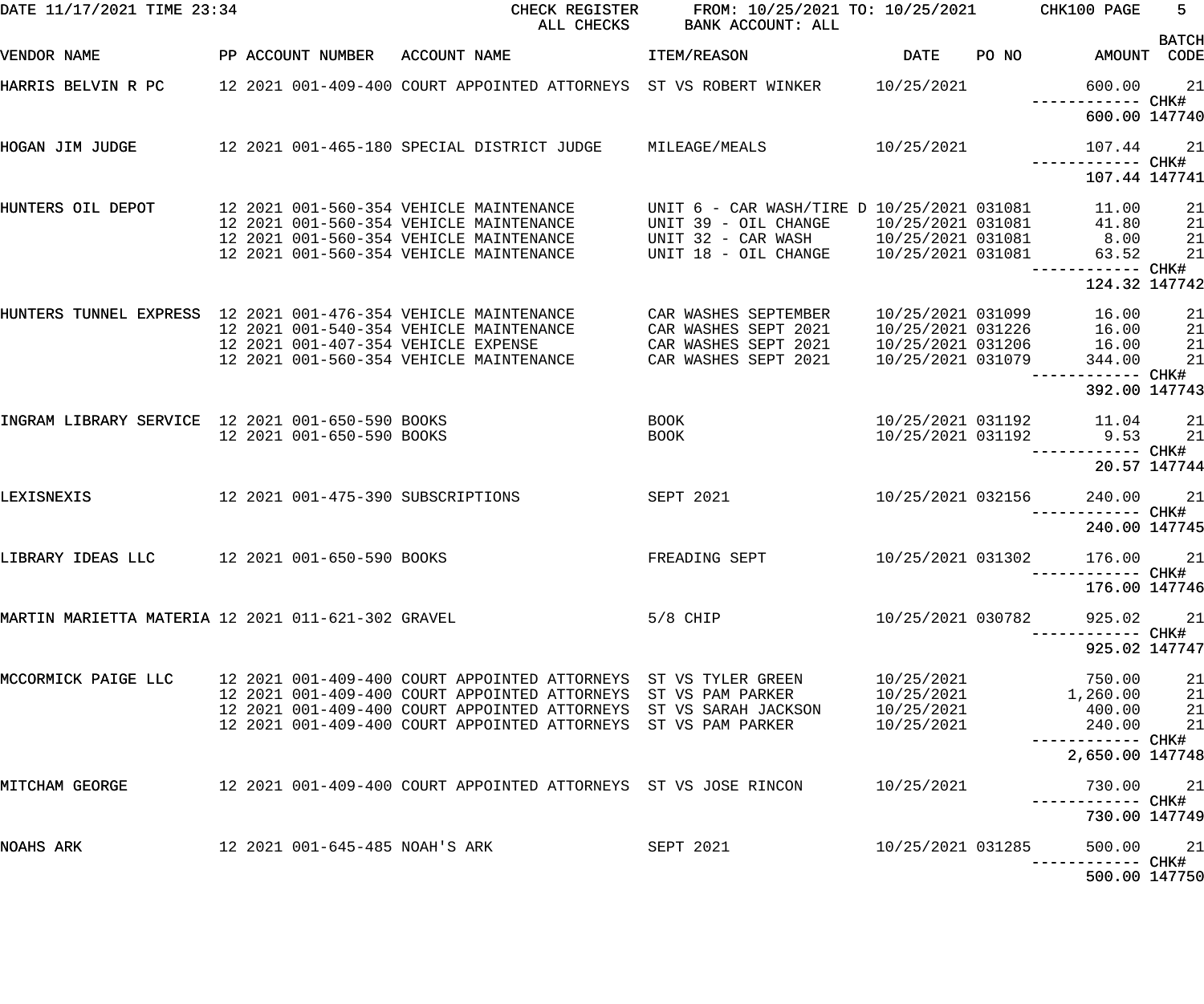CHECK REGISTER — ALL CHECKS

FROM: 10/25/2021 TO: 10/25/2021 — BANK ACCOUNT: ALL

| VENDOR NAME | PP | ACCOUNT NUMBER | ACCOUNT NAME | ITEM/REASON | DATE | PO NO | AMOUNT | BATCH CODE |
|---|---|---|---|---|---|---|---|---|
| HARRIS BELVIN R PC | 12 2021 | 001-409-400 | COURT APPOINTED ATTORNEYS | ST VS ROBERT WINKER | 10/25/2021 | | 600.00 | 21 |
| | | | | | | | 600.00 | CHK# 147740 |
| HOGAN JIM JUDGE | 12 2021 | 001-465-180 | SPECIAL DISTRICT JUDGE | MILEAGE/MEALS | 10/25/2021 | | 107.44 | 21 |
| | | | | | | | 107.44 | CHK# 147741 |
| HUNTERS OIL DEPOT | 12 2021 | 001-560-354 | VEHICLE MAINTENANCE | UNIT 6 - CAR WASH/TIRE D | 10/25/2021 | 031081 | 11.00 | 21 |
| | 12 2021 | 001-560-354 | VEHICLE MAINTENANCE | UNIT 39 - OIL CHANGE | 10/25/2021 | 031081 | 41.80 | 21 |
| | 12 2021 | 001-560-354 | VEHICLE MAINTENANCE | UNIT 32 - CAR WASH | 10/25/2021 | 031081 | 8.00 | 21 |
| | 12 2021 | 001-560-354 | VEHICLE MAINTENANCE | UNIT 18 - OIL CHANGE | 10/25/2021 | 031081 | 63.52 | 21 |
| | | | | | | | 124.32 | CHK# 147742 |
| HUNTERS TUNNEL EXPRESS | 12 2021 | 001-476-354 | VEHICLE MAINTENANCE | CAR WASHES SEPTEMBER | 10/25/2021 | 031099 | 16.00 | 21 |
| | 12 2021 | 001-540-354 | VEHICLE MAINTENANCE | CAR WASHES SEPT 2021 | 10/25/2021 | 031226 | 16.00 | 21 |
| | 12 2021 | 001-407-354 | VEHICLE EXPENSE | CAR WASHES SEPT 2021 | 10/25/2021 | 031206 | 16.00 | 21 |
| | 12 2021 | 001-560-354 | VEHICLE MAINTENANCE | CAR WASHES SEPT 2021 | 10/25/2021 | 031079 | 344.00 | 21 |
| | | | | | | | 392.00 | CHK# 147743 |
| INGRAM LIBRARY SERVICE | 12 2021 | 001-650-590 | BOOKS | BOOK | 10/25/2021 | 031192 | 11.04 | 21 |
| | 12 2021 | 001-650-590 | BOOKS | BOOK | 10/25/2021 | 031192 | 9.53 | 21 |
| | | | | | | | 20.57 | CHK# 147744 |
| LEXISNEXIS | 12 2021 | 001-475-390 | SUBSCRIPTIONS | SEPT 2021 | 10/25/2021 | 032156 | 240.00 | 21 |
| | | | | | | | 240.00 | CHK# 147745 |
| LIBRARY IDEAS LLC | 12 2021 | 001-650-590 | BOOKS | FREADING SEPT | 10/25/2021 | 031302 | 176.00 | 21 |
| | | | | | | | 176.00 | CHK# 147746 |
| MARTIN MARIETTA MATERIA | 12 2021 | 011-621-302 | GRAVEL | 5/8 CHIP | 10/25/2021 | 030782 | 925.02 | 21 |
| | | | | | | | 925.02 | CHK# 147747 |
| MCCORMICK PAIGE LLC | 12 2021 | 001-409-400 | COURT APPOINTED ATTORNEYS | ST VS TYLER GREEN | 10/25/2021 | | 750.00 | 21 |
| | 12 2021 | 001-409-400 | COURT APPOINTED ATTORNEYS | ST VS PAM PARKER | 10/25/2021 | | 1,260.00 | 21 |
| | 12 2021 | 001-409-400 | COURT APPOINTED ATTORNEYS | ST VS SARAH JACKSON | 10/25/2021 | | 400.00 | 21 |
| | 12 2021 | 001-409-400 | COURT APPOINTED ATTORNEYS | ST VS PAM PARKER | 10/25/2021 | | 240.00 | 21 |
| | | | | | | | 2,650.00 | CHK# 147748 |
| MITCHAM GEORGE | 12 2021 | 001-409-400 | COURT APPOINTED ATTORNEYS | ST VS JOSE RINCON | 10/25/2021 | | 730.00 | 21 |
| | | | | | | | 730.00 | CHK# 147749 |
| NOAHS ARK | 12 2021 | 001-645-485 | NOAH'S ARK | SEPT 2021 | 10/25/2021 | 031285 | 500.00 | 21 |
| | | | | | | | 500.00 | CHK# 147750 |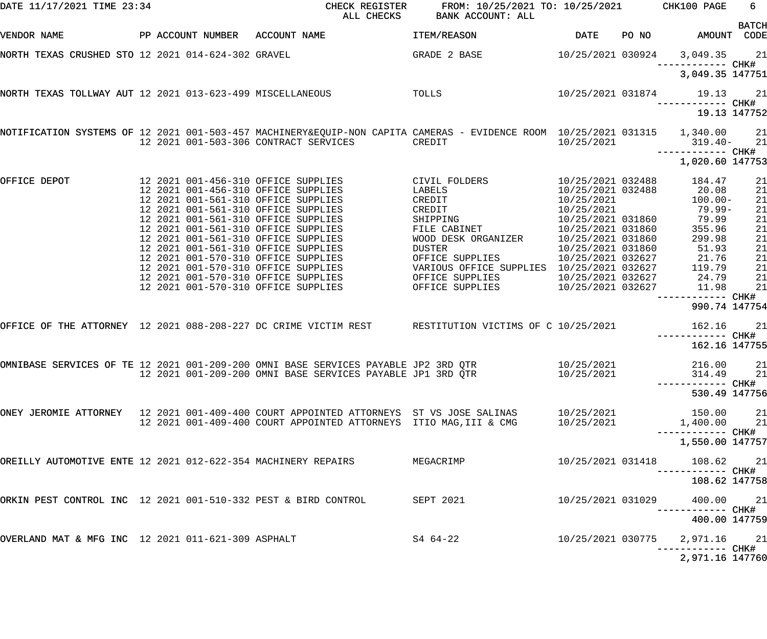CHECK REGISTER — ALL CHECKS

FROM: 10/25/2021 TO: 10/25/2021 — BANK ACCOUNT: ALL

DATE 11/17/2021 TIME 23:34 — CHK100

| VENDOR NAME | PP | ACCOUNT NUMBER | ACCOUNT NAME | ITEM/REASON | DATE | PO NO | AMOUNT | BATCH CODE |
|---|---|---|---|---|---|---|---|---|
| NORTH TEXAS CRUSHED STO | 12 | 2021 014-624-302 | GRAVEL | GRADE 2 BASE | 10/25/2021 | 030924 | 3,049.35 | 21 |
| | | | | | | | 3,049.35 | CHK# 147751 |
| NORTH TEXAS TOLLWAY AUT | 12 | 2021 013-623-499 | MISCELLANEOUS | TOLLS | 10/25/2021 | 031874 | 19.13 | 21 |
| | | | | | | | 19.13 | CHK# 147752 |
| NOTIFICATION SYSTEMS OF | 12 | 2021 001-503-457 | MACHINERY&EQUIP-NON CAPITA | CAMERAS - EVIDENCE ROOM | 10/25/2021 | 031315 | 1,340.00 | 21 |
| | 12 | 2021 001-503-306 | CONTRACT SERVICES | CREDIT | 10/25/2021 | | 319.40- | 21 |
| | | | | | | | 1,020.60 | CHK# 147753 |
| OFFICE DEPOT | 12 | 2021 001-456-310 | OFFICE SUPPLIES | CIVIL FOLDERS | 10/25/2021 | 032488 | 184.47 | 21 |
| | 12 | 2021 001-456-310 | OFFICE SUPPLIES | LABELS | 10/25/2021 | 032488 | 20.08 | 21 |
| | 12 | 2021 001-561-310 | OFFICE SUPPLIES | CREDIT | 10/25/2021 | | 100.00- | 21 |
| | 12 | 2021 001-561-310 | OFFICE SUPPLIES | CREDIT | 10/25/2021 | | 79.99- | 21 |
| | 12 | 2021 001-561-310 | OFFICE SUPPLIES | SHIPPING | 10/25/2021 | 031860 | 79.99 | 21 |
| | 12 | 2021 001-561-310 | OFFICE SUPPLIES | FILE CABINET | 10/25/2021 | 031860 | 355.96 | 21 |
| | 12 | 2021 001-561-310 | OFFICE SUPPLIES | WOOD DESK ORGANIZER | 10/25/2021 | 031860 | 299.98 | 21 |
| | 12 | 2021 001-561-310 | OFFICE SUPPLIES | DUSTER | 10/25/2021 | 031860 | 51.93 | 21 |
| | 12 | 2021 001-570-310 | OFFICE SUPPLIES | OFFICE SUPPLIES | 10/25/2021 | 032627 | 21.76 | 21 |
| | 12 | 2021 001-570-310 | OFFICE SUPPLIES | VARIOUS OFFICE SUPPLIES | 10/25/2021 | 032627 | 119.79 | 21 |
| | 12 | 2021 001-570-310 | OFFICE SUPPLIES | OFFICE SUPPLIES | 10/25/2021 | 032627 | 24.79 | 21 |
| | 12 | 2021 001-570-310 | OFFICE SUPPLIES | OFFICE SUPPLIES | 10/25/2021 | 032627 | 11.98 | 21 |
| | | | | | | | 990.74 | CHK# 147754 |
| OFFICE OF THE ATTORNEY | 12 | 2021 088-208-227 | DC CRIME VICTIM REST | RESTITUTION VICTIMS OF C | 10/25/2021 | | 162.16 | 21 |
| | | | | | | | 162.16 | CHK# 147755 |
| OMNIBASE SERVICES OF TE | 12 | 2021 001-209-200 | OMNI BASE SERVICES PAYABLE | JP2 3RD QTR | 10/25/2021 | | 216.00 | 21 |
| | 12 | 2021 001-209-200 | OMNI BASE SERVICES PAYABLE | JP1 3RD QTR | 10/25/2021 | | 314.49 | 21 |
| | | | | | | | 530.49 | CHK# 147756 |
| ONEY JEROMIE ATTORNEY | 12 | 2021 001-409-400 | COURT APPOINTED ATTORNEYS | ST VS JOSE SALINAS | 10/25/2021 | | 150.00 | 21 |
| | 12 | 2021 001-409-400 | COURT APPOINTED ATTORNEYS | ITIO MAG,III & CMG | 10/25/2021 | | 1,400.00 | 21 |
| | | | | | | | 1,550.00 | CHK# 147757 |
| OREILLY AUTOMOTIVE ENTE | 12 | 2021 012-622-354 | MACHINERY REPAIRS | MEGACRIMP | 10/25/2021 | 031418 | 108.62 | 21 |
| | | | | | | | 108.62 | CHK# 147758 |
| ORKIN PEST CONTROL INC | 12 | 2021 001-510-332 | PEST & BIRD CONTROL | SEPT 2021 | 10/25/2021 | 031029 | 400.00 | 21 |
| | | | | | | | 400.00 | CHK# 147759 |
| OVERLAND MAT & MFG INC | 12 | 2021 011-621-309 | ASPHALT | S4 64-22 | 10/25/2021 | 030775 | 2,971.16 | 21 |
| | | | | | | | 2,971.16 | CHK# 147760 |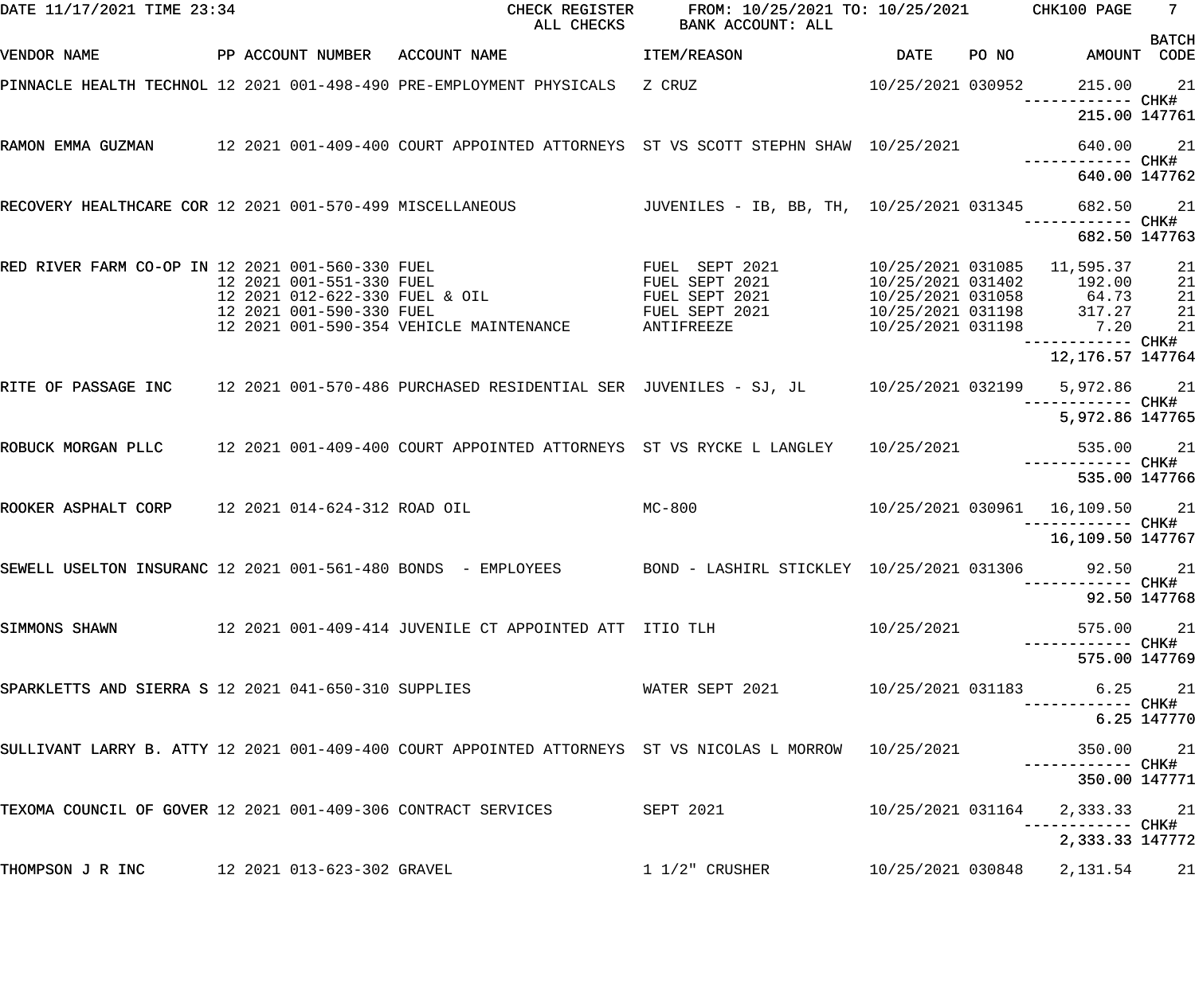DATE 11/17/2021 TIME 23:34 CHECK REGISTER ALL CHECKS FROM: 10/25/2021 TO: 10/25/2021 BANK ACCOUNT: ALL CHK100

| VENDOR NAME | PP | ACCOUNT NUMBER | ACCOUNT NAME | ITEM/REASON | DATE | PO NO | AMOUNT | BATCH CODE |
|---|---|---|---|---|---|---|---|---|
| PINNACLE HEALTH TECHNOL | 12 | 2021 001-498-490 | PRE-EMPLOYMENT PHYSICALS | Z CRUZ | 10/25/2021 | 030952 | 215.00 | 21 |
| | | | | | | | ------------ | CHK# |
| | | | | | | | 215.00 | 147761 |
| RAMON EMMA GUZMAN | 12 | 2021 001-409-400 | COURT APPOINTED ATTORNEYS | ST VS SCOTT STEPHN SHAW | 10/25/2021 | | 640.00 | 21 |
| | | | | | | | ------------ | CHK# |
| | | | | | | | 640.00 | 147762 |
| RECOVERY HEALTHCARE COR | 12 | 2021 001-570-499 | MISCELLANEOUS | JUVENILES - IB, BB, TH, | 10/25/2021 | 031345 | 682.50 | 21 |
| | | | | | | | ------------ | CHK# |
| | | | | | | | 682.50 | 147763 |
| RED RIVER FARM CO-OP IN | 12 | 2021 001-560-330 | FUEL | FUEL SEPT 2021 | 10/25/2021 | 031085 | 11,595.37 | 21 |
| | 12 | 2021 001-551-330 | FUEL | FUEL SEPT 2021 | 10/25/2021 | 031402 | 192.00 | 21 |
| | 12 | 2021 012-622-330 | FUEL & OIL | FUEL SEPT 2021 | 10/25/2021 | 031058 | 64.73 | 21 |
| | 12 | 2021 001-590-330 | FUEL | FUEL SEPT 2021 | 10/25/2021 | 031198 | 317.27 | 21 |
| | 12 | 2021 001-590-354 | VEHICLE MAINTENANCE | ANTIFREEZE | 10/25/2021 | 031198 | 7.20 | 21 |
| | | | | | | | ------------ | CHK# |
| | | | | | | | 12,176.57 | 147764 |
| RITE OF PASSAGE INC | 12 | 2021 001-570-486 | PURCHASED RESIDENTIAL SER | JUVENILES - SJ, JL | 10/25/2021 | 032199 | 5,972.86 | 21 |
| | | | | | | | ------------ | CHK# |
| | | | | | | | 5,972.86 | 147765 |
| ROBUCK MORGAN PLLC | 12 | 2021 001-409-400 | COURT APPOINTED ATTORNEYS | ST VS RYCKE L LANGLEY | 10/25/2021 | | 535.00 | 21 |
| | | | | | | | ------------ | CHK# |
| | | | | | | | 535.00 | 147766 |
| ROOKER ASPHALT CORP | 12 | 2021 014-624-312 | ROAD OIL | MC-800 | 10/25/2021 | 030961 | 16,109.50 | 21 |
| | | | | | | | ------------ | CHK# |
| | | | | | | | 16,109.50 | 147767 |
| SEWELL USELTON INSURANC | 12 | 2021 001-561-480 | BONDS - EMPLOYEES | BOND - LASHIRL STICKLEY | 10/25/2021 | 031306 | 92.50 | 21 |
| | | | | | | | ------------ | CHK# |
| | | | | | | | 92.50 | 147768 |
| SIMMONS SHAWN | 12 | 2021 001-409-414 | JUVENILE CT APPOINTED ATT | ITIO TLH | 10/25/2021 | | 575.00 | 21 |
| | | | | | | | ------------ | CHK# |
| | | | | | | | 575.00 | 147769 |
| SPARKLETTS AND SIERRA S | 12 | 2021 041-650-310 | SUPPLIES | WATER SEPT 2021 | 10/25/2021 | 031183 | 6.25 | 21 |
| | | | | | | | ------------ | CHK# |
| | | | | | | | 6.25 | 147770 |
| SULLIVANT LARRY B. ATTY | 12 | 2021 001-409-400 | COURT APPOINTED ATTORNEYS | ST VS NICOLAS L MORROW | 10/25/2021 | | 350.00 | 21 |
| | | | | | | | ------------ | CHK# |
| | | | | | | | 350.00 | 147771 |
| TEXOMA COUNCIL OF GOVER | 12 | 2021 001-409-306 | CONTRACT SERVICES | SEPT 2021 | 10/25/2021 | 031164 | 2,333.33 | 21 |
| | | | | | | | ------------ | CHK# |
| | | | | | | | 2,333.33 | 147772 |
| THOMPSON J R INC | 12 | 2021 013-623-302 | GRAVEL | 1 1/2" CRUSHER | 10/25/2021 | 030848 | 2,131.54 | 21 |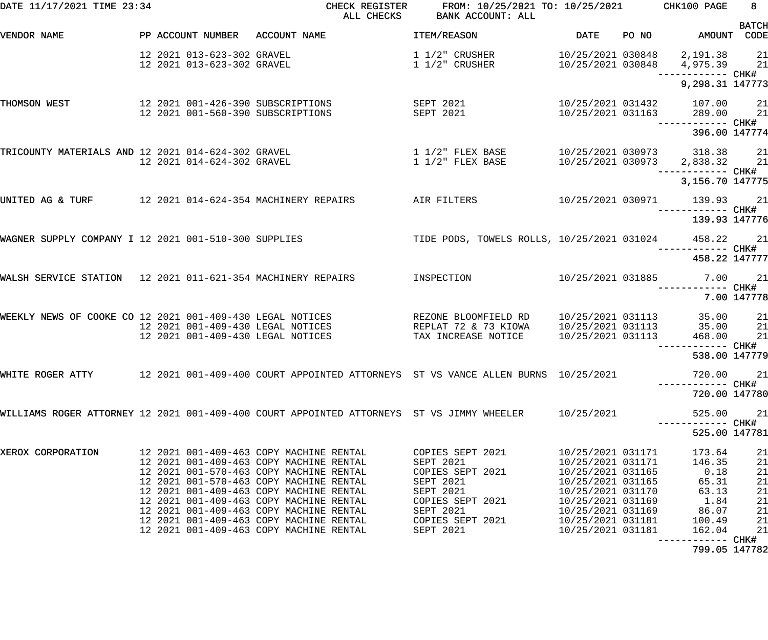DATE 11/17/2021 TIME 23:34 CHECK REGISTER FROM: 10/25/2021 TO: 10/25/2021 CHK100 PAGE 8
ALL CHECKS BANK ACCOUNT: ALL

| VENDOR NAME | PP | ACCOUNT NUMBER | ACCOUNT NAME | ITEM/REASON | DATE | PO NO | AMOUNT | BATCH CODE |
|---|---|---|---|---|---|---|---|---|
| | 12 2021 | 013-623-302 | GRAVEL | 1 1/2" CRUSHER | 10/25/2021 | 030848 | 2,191.38 | 21 |
| | 12 2021 | 013-623-302 | GRAVEL | 1 1/2" CRUSHER | 10/25/2021 | 030848 | 4,975.39 | 21 |
| | | | | | | | 9,298.31 | CHK# 147773 |
| THOMSON WEST | 12 2021 | 001-426-390 | SUBSCRIPTIONS | SEPT 2021 | 10/25/2021 | 031432 | 107.00 | 21 |
| | 12 2021 | 001-560-390 | SUBSCRIPTIONS | SEPT 2021 | 10/25/2021 | 031163 | 289.00 | 21 |
| | | | | | | | 396.00 | CHK# 147774 |
| TRICOUNTY MATERIALS AND | 12 2021 | 014-624-302 | GRAVEL | 1 1/2" FLEX BASE | 10/25/2021 | 030973 | 318.38 | 21 |
| | 12 2021 | 014-624-302 | GRAVEL | 1 1/2" FLEX BASE | 10/25/2021 | 030973 | 2,838.32 | 21 |
| | | | | | | | 3,156.70 | CHK# 147775 |
| UNITED AG & TURF | 12 2021 | 014-624-354 | MACHINERY REPAIRS | AIR FILTERS | 10/25/2021 | 030971 | 139.93 | 21 |
| | | | | | | | 139.93 | CHK# 147776 |
| WAGNER SUPPLY COMPANY I | 12 2021 | 001-510-300 | SUPPLIES | TIDE PODS, TOWELS ROLLS, | 10/25/2021 | 031024 | 458.22 | 21 |
| | | | | | | | 458.22 | CHK# 147777 |
| WALSH SERVICE STATION | 12 2021 | 011-621-354 | MACHINERY REPAIRS | INSPECTION | 10/25/2021 | 031885 | 7.00 | 21 |
| | | | | | | | 7.00 | CHK# 147778 |
| WEEKLY NEWS OF COOKE CO | 12 2021 | 001-409-430 | LEGAL NOTICES | REZONE BLOOMFIELD RD | 10/25/2021 | 031113 | 35.00 | 21 |
| | 12 2021 | 001-409-430 | LEGAL NOTICES | REPLAT 72 & 73 KIOWA | 10/25/2021 | 031113 | 35.00 | 21 |
| | 12 2021 | 001-409-430 | LEGAL NOTICES | TAX INCREASE NOTICE | 10/25/2021 | 031113 | 468.00 | 21 |
| | | | | | | | 538.00 | CHK# 147779 |
| WHITE ROGER ATTY | 12 2021 | 001-409-400 | COURT APPOINTED ATTORNEYS | ST VS VANCE ALLEN BURNS | 10/25/2021 | | 720.00 | 21 |
| | | | | | | | 720.00 | CHK# 147780 |
| WILLIAMS ROGER ATTORNEY | 12 2021 | 001-409-400 | COURT APPOINTED ATTORNEYS | ST VS JIMMY WHEELER | 10/25/2021 | | 525.00 | 21 |
| | | | | | | | 525.00 | CHK# 147781 |
| XEROX CORPORATION | 12 2021 | 001-409-463 | COPY MACHINE RENTAL | COPIES SEPT 2021 | 10/25/2021 | 031171 | 173.64 | 21 |
| | 12 2021 | 001-409-463 | COPY MACHINE RENTAL | SEPT 2021 | 10/25/2021 | 031171 | 146.35 | 21 |
| | 12 2021 | 001-570-463 | COPY MACHINE RENTAL | COPIES SEPT 2021 | 10/25/2021 | 031165 | 0.18 | 21 |
| | 12 2021 | 001-570-463 | COPY MACHINE RENTAL | SEPT 2021 | 10/25/2021 | 031165 | 65.31 | 21 |
| | 12 2021 | 001-409-463 | COPY MACHINE RENTAL | SEPT 2021 | 10/25/2021 | 031170 | 63.13 | 21 |
| | 12 2021 | 001-409-463 | COPY MACHINE RENTAL | COPIES SEPT 2021 | 10/25/2021 | 031169 | 1.84 | 21 |
| | 12 2021 | 001-409-463 | COPY MACHINE RENTAL | SEPT 2021 | 10/25/2021 | 031169 | 86.07 | 21 |
| | 12 2021 | 001-409-463 | COPY MACHINE RENTAL | COPIES SEPT 2021 | 10/25/2021 | 031181 | 100.49 | 21 |
| | 12 2021 | 001-409-463 | COPY MACHINE RENTAL | SEPT 2021 | 10/25/2021 | 031181 | 162.04 | 21 |
| | | | | | | | 799.05 | CHK# 147782 |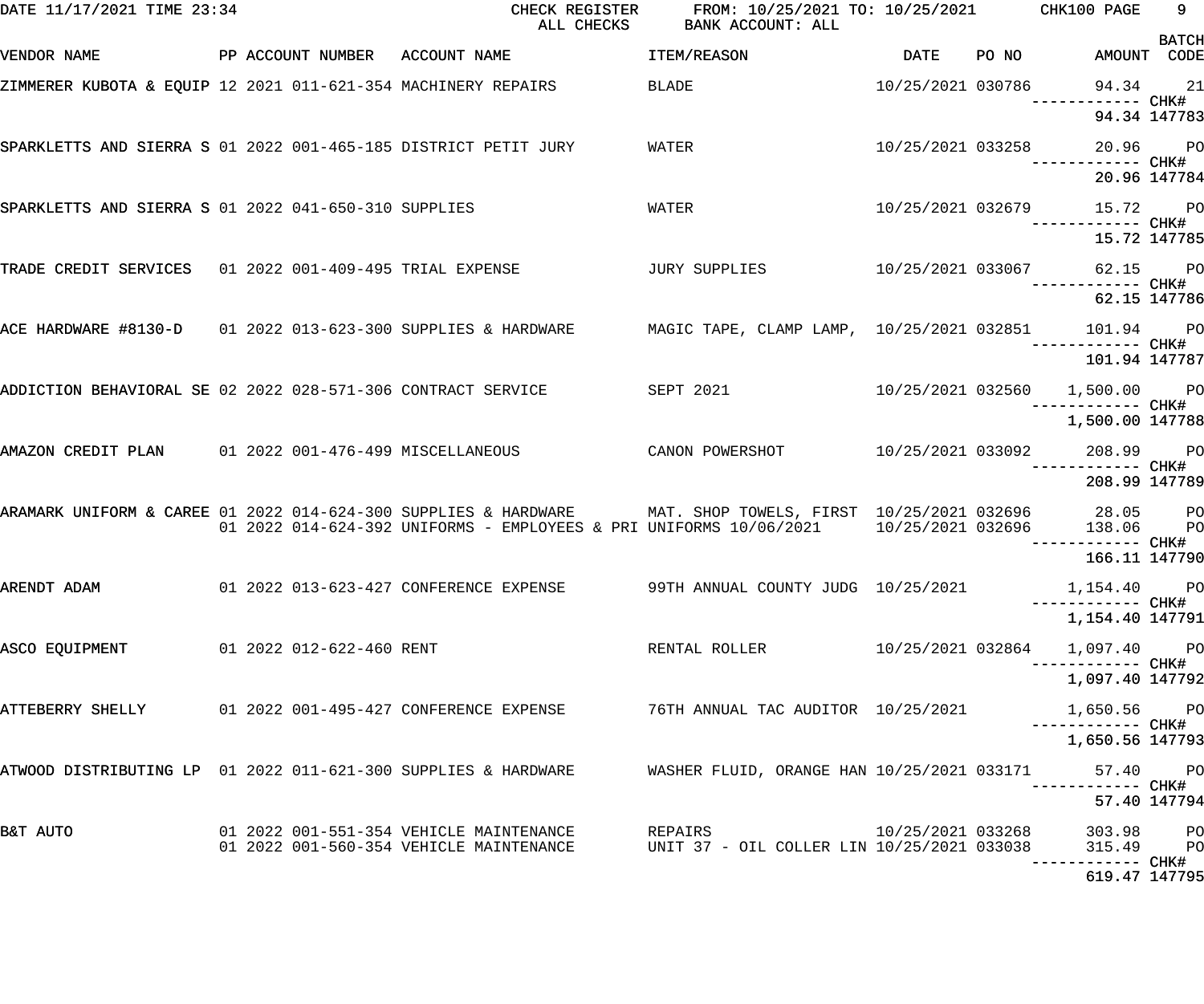DATE 11/17/2021 TIME 23:34 CHECK REGISTER FROM: 10/25/2021 TO: 10/25/2021 CHK100 PAGE 9

ALL CHECKS BANK ACCOUNT: ALL

| VENDOR NAME | PP | ACCOUNT NUMBER | ACCOUNT NAME | ITEM/REASON | DATE | PO NO | AMOUNT | BATCH CODE |
|---|---|---|---|---|---|---|---|---|
| ZIMMERER KUBOTA & EQUIP | 12 | 2021 011-621-354 | MACHINERY REPAIRS | BLADE | 10/25/2021 | 030786 | 94.34 | 21 |
| | | | | | | | ------------ | CHK# |
| | | | | | | | 94.34 | 147783 |
| SPARKLETTS AND SIERRA S | 01 | 2022 001-465-185 | DISTRICT PETIT JURY | WATER | 10/25/2021 | 033258 | 20.96 | PO |
| | | | | | | | ------------ | CHK# |
| | | | | | | | 20.96 | 147784 |
| SPARKLETTS AND SIERRA S | 01 | 2022 041-650-310 | SUPPLIES | WATER | 10/25/2021 | 032679 | 15.72 | PO |
| | | | | | | | ------------ | CHK# |
| | | | | | | | 15.72 | 147785 |
| TRADE CREDIT SERVICES | 01 | 2022 001-409-495 | TRIAL EXPENSE | JURY SUPPLIES | 10/25/2021 | 033067 | 62.15 | PO |
| | | | | | | | ------------ | CHK# |
| | | | | | | | 62.15 | 147786 |
| ACE HARDWARE #8130-D | 01 | 2022 013-623-300 | SUPPLIES & HARDWARE | MAGIC TAPE, CLAMP LAMP, | 10/25/2021 | 032851 | 101.94 | PO |
| | | | | | | | ------------ | CHK# |
| | | | | | | | 101.94 | 147787 |
| ADDICTION BEHAVIORAL SE | 02 | 2022 028-571-306 | CONTRACT SERVICE | SEPT 2021 | 10/25/2021 | 032560 | 1,500.00 | PO |
| | | | | | | | ------------ | CHK# |
| | | | | | | | 1,500.00 | 147788 |
| AMAZON CREDIT PLAN | 01 | 2022 001-476-499 | MISCELLANEOUS | CANON POWERSHOT | 10/25/2021 | 033092 | 208.99 | PO |
| | | | | | | | ------------ | CHK# |
| | | | | | | | 208.99 | 147789 |
| ARAMARK UNIFORM & CAREE | 01 | 2022 014-624-300 | SUPPLIES & HARDWARE | MAT. SHOP TOWELS, FIRST | 10/25/2021 | 032696 | 28.05 | PO |
| | 01 | 2022 014-624-392 | UNIFORMS - EMPLOYEES & PRI | UNIFORMS 10/06/2021 | 10/25/2021 | 032696 | 138.06 | PO |
| | | | | | | | ------------ | CHK# |
| | | | | | | | 166.11 | 147790 |
| ARENDT ADAM | 01 | 2022 013-623-427 | CONFERENCE EXPENSE | 99TH ANNUAL COUNTY JUDG | 10/25/2021 | | 1,154.40 | PO |
| | | | | | | | ------------ | CHK# |
| | | | | | | | 1,154.40 | 147791 |
| ASCO EQUIPMENT | 01 | 2022 012-622-460 | RENT | RENTAL ROLLER | 10/25/2021 | 032864 | 1,097.40 | PO |
| | | | | | | | ------------ | CHK# |
| | | | | | | | 1,097.40 | 147792 |
| ATTEBERRY SHELLY | 01 | 2022 001-495-427 | CONFERENCE EXPENSE | 76TH ANNUAL TAC AUDITOR | 10/25/2021 | | 1,650.56 | PO |
| | | | | | | | ------------ | CHK# |
| | | | | | | | 1,650.56 | 147793 |
| ATWOOD DISTRIBUTING LP | 01 | 2022 011-621-300 | SUPPLIES & HARDWARE | WASHER FLUID, ORANGE HAN | 10/25/2021 | 033171 | 57.40 | PO |
| | | | | | | | ------------ | CHK# |
| | | | | | | | 57.40 | 147794 |
| B&T AUTO | 01 | 2022 001-551-354 | VEHICLE MAINTENANCE | REPAIRS | 10/25/2021 | 033268 | 303.98 | PO |
| | 01 | 2022 001-560-354 | VEHICLE MAINTENANCE | UNIT 37 - OIL COLLER LIN | 10/25/2021 | 033038 | 315.49 | PO |
| | | | | | | | ------------ | CHK# |
| | | | | | | | 619.47 | 147795 |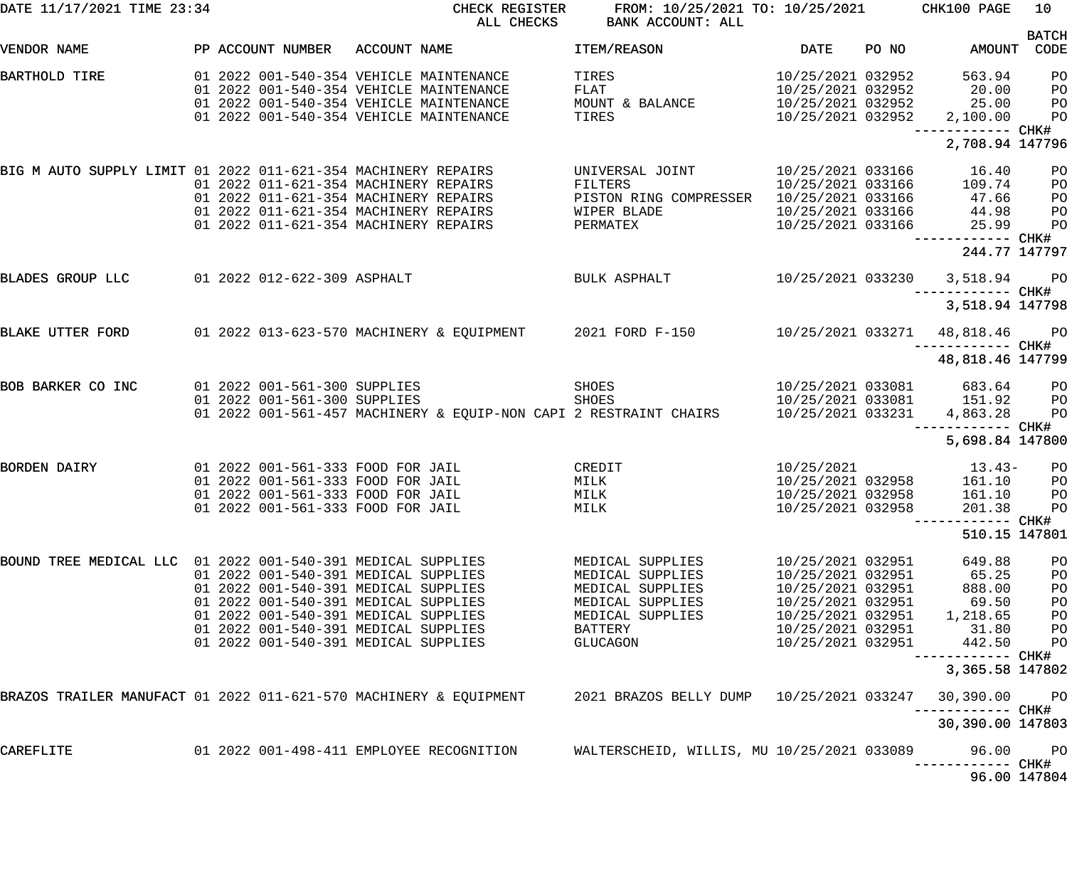DATE 11/17/2021 TIME 23:34 CHECK REGISTER FROM: 10/25/2021 TO: 10/25/2021 CHK100

ALL CHECKS BANK ACCOUNT: ALL

| VENDOR NAME | PP | ACCOUNT NUMBER | ACCOUNT NAME | ITEM/REASON | DATE | PO NO | AMOUNT | BATCH CODE |
|---|---|---|---|---|---|---|---|---|
| BARTHOLD TIRE | 01 2022 | 001-540-354 | VEHICLE MAINTENANCE | TIRES | 10/25/2021 | 032952 | 563.94 | PO |
| | 01 2022 | 001-540-354 | VEHICLE MAINTENANCE | FLAT | 10/25/2021 | 032952 | 20.00 | PO |
| | 01 2022 | 001-540-354 | VEHICLE MAINTENANCE | MOUNT & BALANCE | 10/25/2021 | 032952 | 25.00 | PO |
| | 01 2022 | 001-540-354 | VEHICLE MAINTENANCE | TIRES | 10/25/2021 | 032952 | 2,100.00 | PO |
| | | | | | | | 2,708.94 | CHK# 147796 |
| BIG M AUTO SUPPLY LIMIT | 01 2022 | 011-621-354 | MACHINERY REPAIRS | UNIVERSAL JOINT | 10/25/2021 | 033166 | 16.40 | PO |
| | 01 2022 | 011-621-354 | MACHINERY REPAIRS | FILTERS | 10/25/2021 | 033166 | 109.74 | PO |
| | 01 2022 | 011-621-354 | MACHINERY REPAIRS | PISTON RING COMPRESSER | 10/25/2021 | 033166 | 47.66 | PO |
| | 01 2022 | 011-621-354 | MACHINERY REPAIRS | WIPER BLADE | 10/25/2021 | 033166 | 44.98 | PO |
| | 01 2022 | 011-621-354 | MACHINERY REPAIRS | PERMATEX | 10/25/2021 | 033166 | 25.99 | PO |
| | | | | | | | 244.77 | CHK# 147797 |
| BLADES GROUP LLC | 01 2022 | 012-622-309 | ASPHALT | BULK ASPHALT | 10/25/2021 | 033230 | 3,518.94 | PO |
| | | | | | | | 3,518.94 | CHK# 147798 |
| BLAKE UTTER FORD | 01 2022 | 013-623-570 | MACHINERY & EQUIPMENT | 2021 FORD F-150 | 10/25/2021 | 033271 | 48,818.46 | PO |
| | | | | | | | 48,818.46 | CHK# 147799 |
| BOB BARKER CO INC | 01 2022 | 001-561-300 | SUPPLIES | SHOES | 10/25/2021 | 033081 | 683.64 | PO |
| | 01 2022 | 001-561-300 | SUPPLIES | SHOES | 10/25/2021 | 033081 | 151.92 | PO |
| | 01 2022 | 001-561-457 | MACHINERY & EQUIP-NON CAPI | 2 RESTRAINT CHAIRS | 10/25/2021 | 033231 | 4,863.28 | PO |
| | | | | | | | 5,698.84 | CHK# 147800 |
| BORDEN DAIRY | 01 2022 | 001-561-333 | FOOD FOR JAIL | CREDIT | 10/25/2021 | | 13.43- | PO |
| | 01 2022 | 001-561-333 | FOOD FOR JAIL | MILK | 10/25/2021 | 032958 | 161.10 | PO |
| | 01 2022 | 001-561-333 | FOOD FOR JAIL | MILK | 10/25/2021 | 032958 | 161.10 | PO |
| | 01 2022 | 001-561-333 | FOOD FOR JAIL | MILK | 10/25/2021 | 032958 | 201.38 | PO |
| | | | | | | | 510.15 | CHK# 147801 |
| BOUND TREE MEDICAL LLC | 01 2022 | 001-540-391 | MEDICAL SUPPLIES | MEDICAL SUPPLIES | 10/25/2021 | 032951 | 649.88 | PO |
| | 01 2022 | 001-540-391 | MEDICAL SUPPLIES | MEDICAL SUPPLIES | 10/25/2021 | 032951 | 65.25 | PO |
| | 01 2022 | 001-540-391 | MEDICAL SUPPLIES | MEDICAL SUPPLIES | 10/25/2021 | 032951 | 888.00 | PO |
| | 01 2022 | 001-540-391 | MEDICAL SUPPLIES | MEDICAL SUPPLIES | 10/25/2021 | 032951 | 69.50 | PO |
| | 01 2022 | 001-540-391 | MEDICAL SUPPLIES | MEDICAL SUPPLIES | 10/25/2021 | 032951 | 1,218.65 | PO |
| | 01 2022 | 001-540-391 | MEDICAL SUPPLIES | BATTERY | 10/25/2021 | 032951 | 31.80 | PO |
| | 01 2022 | 001-540-391 | MEDICAL SUPPLIES | GLUCAGON | 10/25/2021 | 032951 | 442.50 | PO |
| | | | | | | | 3,365.58 | CHK# 147802 |
| BRAZOS TRAILER MANUFACT | 01 2022 | 011-621-570 | MACHINERY & EQUIPMENT | 2021 BRAZOS BELLY DUMP | 10/25/2021 | 033247 | 30,390.00 | PO |
| | | | | | | | 30,390.00 | CHK# 147803 |
| CAREFLITE | 01 2022 | 001-498-411 | EMPLOYEE RECOGNITION | WALTERSCHEID, WILLIS, MU | 10/25/2021 | 033089 | 96.00 | PO |
| | | | | | | | 96.00 | CHK# 147804 |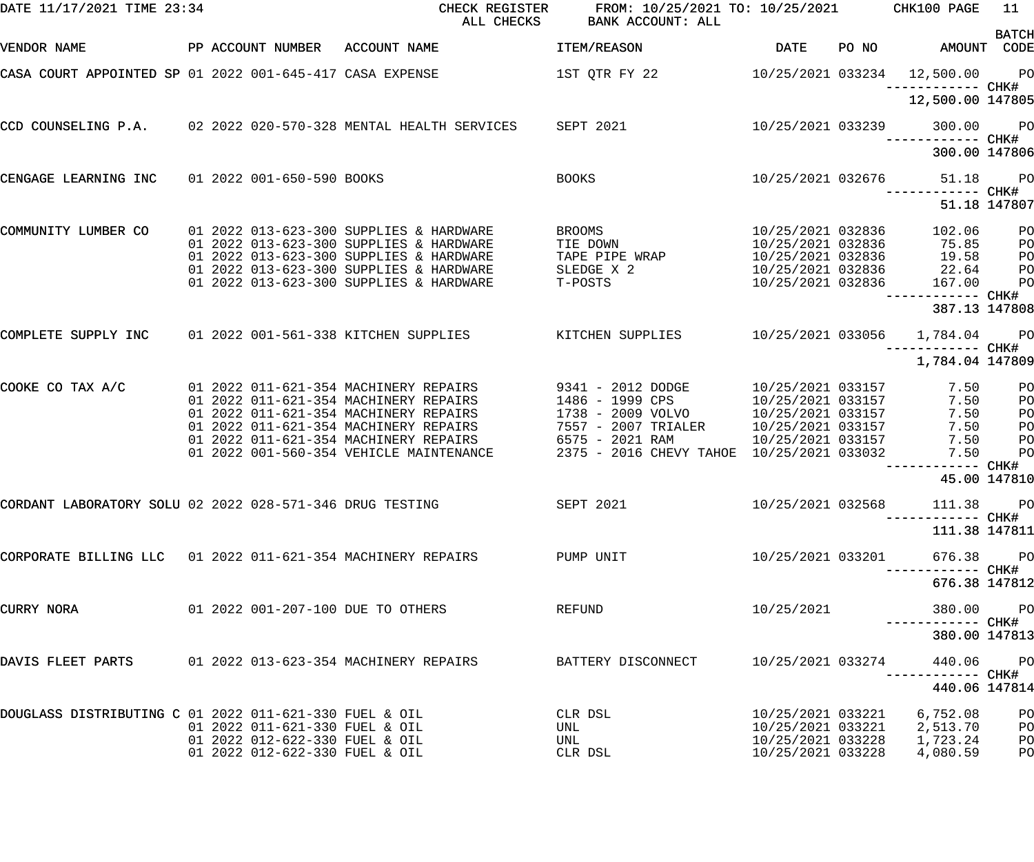DATE 11/17/2021 TIME 23:34 CHECK REGISTER FROM: 10/25/2021 TO: 10/25/2021 CHK100 PAGE 11
ALL CHECKS BANK ACCOUNT: ALL

| VENDOR NAME | PP | ACCOUNT NUMBER | ACCOUNT NAME | ITEM/REASON | DATE | PO NO | AMOUNT | BATCH CODE |
|---|---|---|---|---|---|---|---|---|
| CASA COURT APPOINTED SP | 01 | 2022 001-645-417 | CASA EXPENSE | 1ST QTR FY 22 | 10/25/2021 | 033234 | 12,500.00 | PO |
| | | | | | | | 12,500.00 | CHK# 147805 |
| CCD COUNSELING P.A. | 02 | 2022 020-570-328 | MENTAL HEALTH SERVICES | SEPT 2021 | 10/25/2021 | 033239 | 300.00 | PO |
| | | | | | | | 300.00 | CHK# 147806 |
| CENGAGE LEARNING INC | 01 | 2022 001-650-590 | BOOKS | BOOKS | 10/25/2021 | 032676 | 51.18 | PO |
| | | | | | | | 51.18 | CHK# 147807 |
| COMMUNITY LUMBER CO | 01 | 2022 013-623-300 | SUPPLIES & HARDWARE | BROOMS | 10/25/2021 | 032836 | 102.06 | PO |
| | 01 | 2022 013-623-300 | SUPPLIES & HARDWARE | TIE DOWN | 10/25/2021 | 032836 | 75.85 | PO |
| | 01 | 2022 013-623-300 | SUPPLIES & HARDWARE | TAPE PIPE WRAP | 10/25/2021 | 032836 | 19.58 | PO |
| | 01 | 2022 013-623-300 | SUPPLIES & HARDWARE | SLEDGE X 2 | 10/25/2021 | 032836 | 22.64 | PO |
| | 01 | 2022 013-623-300 | SUPPLIES & HARDWARE | T-POSTS | 10/25/2021 | 032836 | 167.00 | PO |
| | | | | | | | 387.13 | CHK# 147808 |
| COMPLETE SUPPLY INC | 01 | 2022 001-561-338 | KITCHEN SUPPLIES | KITCHEN SUPPLIES | 10/25/2021 | 033056 | 1,784.04 | PO |
| | | | | | | | 1,784.04 | CHK# 147809 |
| COOKE CO TAX A/C | 01 | 2022 011-621-354 | MACHINERY REPAIRS | 9341 - 2012 DODGE | 10/25/2021 | 033157 | 7.50 | PO |
| | 01 | 2022 011-621-354 | MACHINERY REPAIRS | 1486 - 1999 CPS | 10/25/2021 | 033157 | 7.50 | PO |
| | 01 | 2022 011-621-354 | MACHINERY REPAIRS | 1738 - 2009 VOLVO | 10/25/2021 | 033157 | 7.50 | PO |
| | 01 | 2022 011-621-354 | MACHINERY REPAIRS | 7557 - 2007 TRIALER | 10/25/2021 | 033157 | 7.50 | PO |
| | 01 | 2022 011-621-354 | MACHINERY REPAIRS | 6575 - 2021 RAM | 10/25/2021 | 033157 | 7.50 | PO |
| | 01 | 2022 001-560-354 | VEHICLE MAINTENANCE | 2375 - 2016 CHEVY TAHOE | 10/25/2021 | 033032 | 7.50 | PO |
| | | | | | | | 45.00 | CHK# 147810 |
| CORDANT LABORATORY SOLU | 02 | 2022 028-571-346 | DRUG TESTING | SEPT 2021 | 10/25/2021 | 032568 | 111.38 | PO |
| | | | | | | | 111.38 | CHK# 147811 |
| CORPORATE BILLING LLC | 01 | 2022 011-621-354 | MACHINERY REPAIRS | PUMP UNIT | 10/25/2021 | 033201 | 676.38 | PO |
| | | | | | | | 676.38 | CHK# 147812 |
| CURRY NORA | 01 | 2022 001-207-100 | DUE TO OTHERS | REFUND | 10/25/2021 | | 380.00 | PO |
| | | | | | | | 380.00 | CHK# 147813 |
| DAVIS FLEET PARTS | 01 | 2022 013-623-354 | MACHINERY REPAIRS | BATTERY DISCONNECT | 10/25/2021 | 033274 | 440.06 | PO |
| | | | | | | | 440.06 | CHK# 147814 |
| DOUGLASS DISTRIBUTING C | 01 | 2022 011-621-330 | FUEL & OIL | CLR DSL | 10/25/2021 | 033221 | 6,752.08 | PO |
| | 01 | 2022 011-621-330 | FUEL & OIL | UNL | 10/25/2021 | 033221 | 2,513.70 | PO |
| | 01 | 2022 012-622-330 | FUEL & OIL | UNL | 10/25/2021 | 033228 | 1,723.24 | PO |
| | 01 | 2022 012-622-330 | FUEL & OIL | CLR DSL | 10/25/2021 | 033228 | 4,080.59 | PO |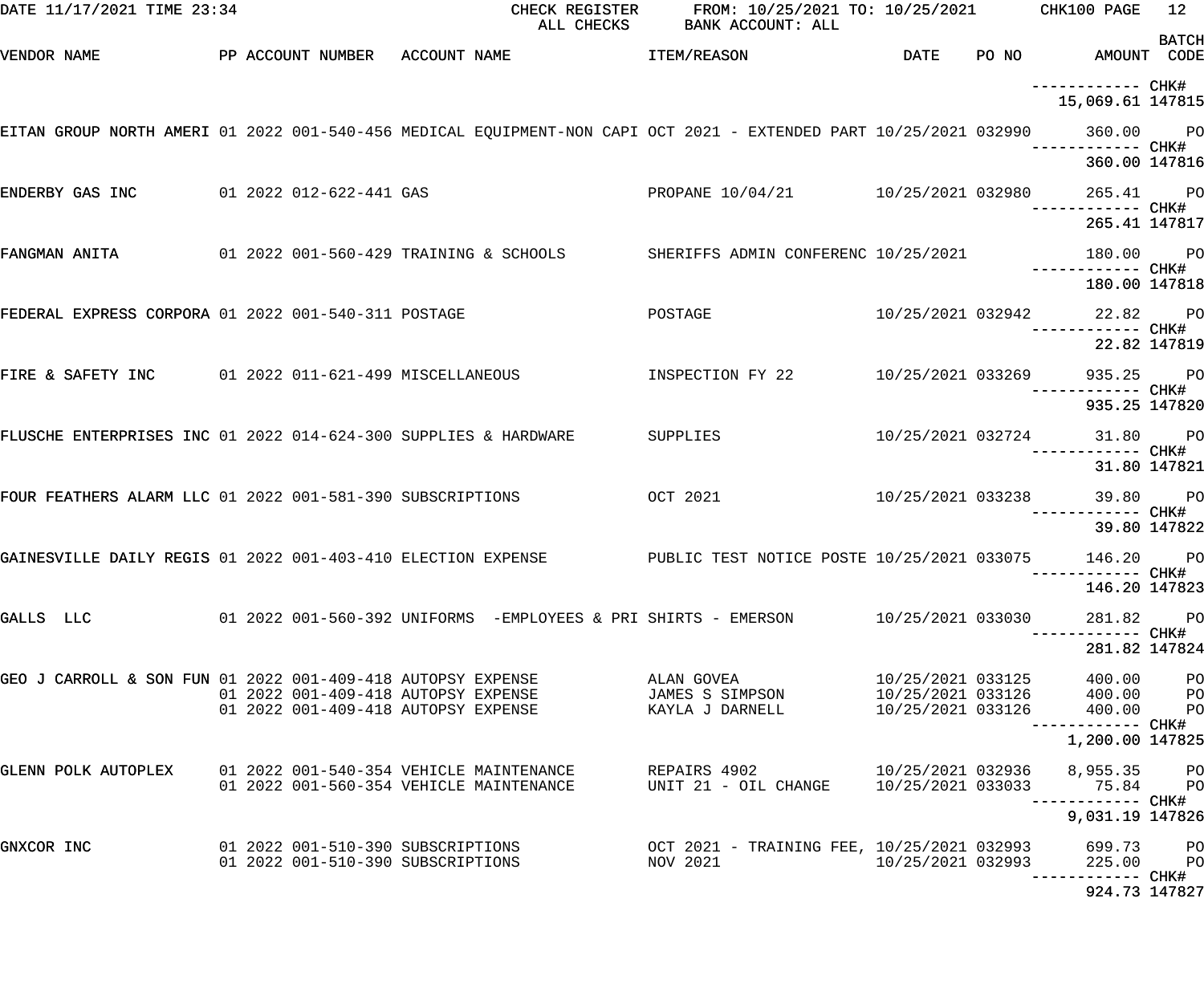DATE 11/17/2021 TIME 23:34 CHECK REGISTER FROM: 10/25/2021 TO: 10/25/2021 CHK100 PAGE 12
ALL CHECKS BANK ACCOUNT: ALL

| VENDOR NAME | PP | ACCOUNT NUMBER | ACCOUNT NAME | ITEM/REASON | DATE | PO NO | AMOUNT | BATCH CODE |
|---|---|---|---|---|---|---|---|---|
| | | | | | | | ------------ | CHK# |
| | | | | | | | 15,069.61 | 147815 |
| EITAN GROUP NORTH AMERI | 01 2022 | 001-540-456 | MEDICAL EQUIPMENT-NON CAPI | OCT 2021 - EXTENDED PART | 10/25/2021 | 032990 | 360.00 | PO |
| | | | | | | | ------------ | CHK# |
| | | | | | | | 360.00 | 147816 |
| ENDERBY GAS INC | 01 2022 | 012-622-441 | GAS | PROPANE 10/04/21 | 10/25/2021 | 032980 | 265.41 | PO |
| | | | | | | | ------------ | CHK# |
| | | | | | | | 265.41 | 147817 |
| FANGMAN ANITA | 01 2022 | 001-560-429 | TRAINING & SCHOOLS | SHERIFFS ADMIN CONFERENC | 10/25/2021 | | 180.00 | PO |
| | | | | | | | ------------ | CHK# |
| | | | | | | | 180.00 | 147818 |
| FEDERAL EXPRESS CORPORA | 01 2022 | 001-540-311 | POSTAGE | POSTAGE | 10/25/2021 | 032942 | 22.82 | PO |
| | | | | | | | ------------ | CHK# |
| | | | | | | | 22.82 | 147819 |
| FIRE & SAFETY INC | 01 2022 | 011-621-499 | MISCELLANEOUS | INSPECTION FY 22 | 10/25/2021 | 033269 | 935.25 | PO |
| | | | | | | | ------------ | CHK# |
| | | | | | | | 935.25 | 147820 |
| FLUSCHE ENTERPRISES INC | 01 2022 | 014-624-300 | SUPPLIES & HARDWARE | SUPPLIES | 10/25/2021 | 032724 | 31.80 | PO |
| | | | | | | | ------------ | CHK# |
| | | | | | | | 31.80 | 147821 |
| FOUR FEATHERS ALARM LLC | 01 2022 | 001-581-390 | SUBSCRIPTIONS | OCT 2021 | 10/25/2021 | 033238 | 39.80 | PO |
| | | | | | | | ------------ | CHK# |
| | | | | | | | 39.80 | 147822 |
| GAINESVILLE DAILY REGIS | 01 2022 | 001-403-410 | ELECTION EXPENSE | PUBLIC TEST NOTICE POSTE | 10/25/2021 | 033075 | 146.20 | PO |
| | | | | | | | ------------ | CHK# |
| | | | | | | | 146.20 | 147823 |
| GALLS LLC | 01 2022 | 001-560-392 | UNIFORMS -EMPLOYEES & PRI | SHIRTS - EMERSON | 10/25/2021 | 033030 | 281.82 | PO |
| | | | | | | | ------------ | CHK# |
| | | | | | | | 281.82 | 147824 |
| GEO J CARROLL & SON FUN | 01 2022 | 001-409-418 | AUTOPSY EXPENSE | ALAN GOVEA | 10/25/2021 | 033125 | 400.00 | PO |
| | 01 2022 | 001-409-418 | AUTOPSY EXPENSE | JAMES S SIMPSON | 10/25/2021 | 033126 | 400.00 | PO |
| | 01 2022 | 001-409-418 | AUTOPSY EXPENSE | KAYLA J DARNELL | 10/25/2021 | 033126 | 400.00 | PO |
| | | | | | | | ------------ | CHK# |
| | | | | | | | 1,200.00 | 147825 |
| GLENN POLK AUTOPLEX | 01 2022 | 001-540-354 | VEHICLE MAINTENANCE | REPAIRS 4902 | 10/25/2021 | 032936 | 8,955.35 | PO |
| | 01 2022 | 001-560-354 | VEHICLE MAINTENANCE | UNIT 21 - OIL CHANGE | 10/25/2021 | 033033 | 75.84 | PO |
| | | | | | | | ------------ | CHK# |
| | | | | | | | 9,031.19 | 147826 |
| GNXCOR INC | 01 2022 | 001-510-390 | SUBSCRIPTIONS | OCT 2021 - TRAINING FEE, | 10/25/2021 | 032993 | 699.73 | PO |
| | 01 2022 | 001-510-390 | SUBSCRIPTIONS | NOV 2021 | 10/25/2021 | 032993 | 225.00 | PO |
| | | | | | | | ------------ | CHK# |
| | | | | | | | 924.73 | 147827 |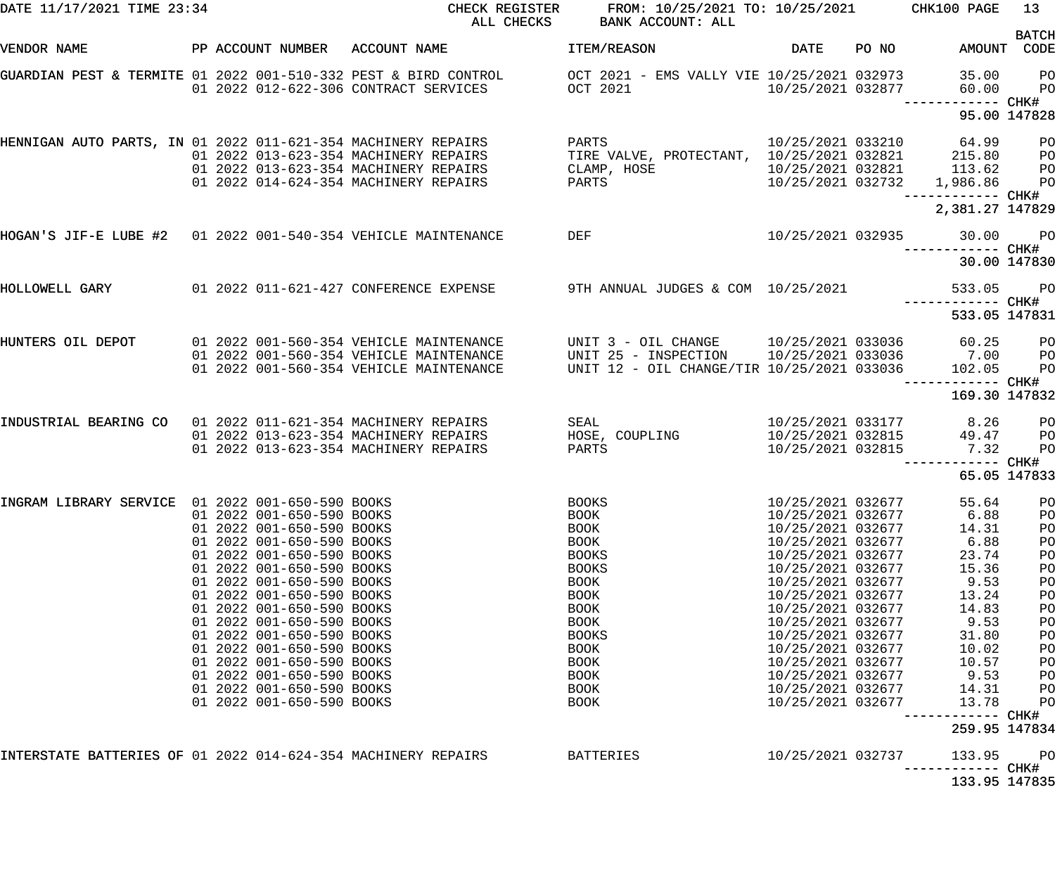DATE 11/17/2021 TIME 23:34 CHECK REGISTER ALL CHECKS FROM: 10/25/2021 TO: 10/25/2021 BANK ACCOUNT: ALL CHK100

| VENDOR NAME | PP | ACCOUNT NUMBER | ACCOUNT NAME | ITEM/REASON | DATE | PO NO | AMOUNT | BATCH CODE |
|---|---|---|---|---|---|---|---|---|
| GUARDIAN PEST & TERMITE | 01 2022 | 001-510-332 | PEST & BIRD CONTROL | OCT 2021 - EMS VALLY VIE | 10/25/2021 | 032973 | 35.00 | PO |
| | 01 2022 | 012-622-306 | CONTRACT SERVICES | OCT 2021 | 10/25/2021 | 032877 | 60.00 | PO |
| | | | | | | | 95.00 | CHK# 147828 |
| HENNIGAN AUTO PARTS, IN | 01 2022 | 011-621-354 | MACHINERY REPAIRS | PARTS | 10/25/2021 | 033210 | 64.99 | PO |
| | 01 2022 | 013-623-354 | MACHINERY REPAIRS | TIRE VALVE, PROTECTANT, | 10/25/2021 | 032821 | 215.80 | PO |
| | 01 2022 | 013-623-354 | MACHINERY REPAIRS | CLAMP, HOSE | 10/25/2021 | 032821 | 113.62 | PO |
| | 01 2022 | 014-624-354 | MACHINERY REPAIRS | PARTS | 10/25/2021 | 032732 | 1,986.86 | PO |
| | | | | | | | 2,381.27 | CHK# 147829 |
| HOGAN'S JIF-E LUBE #2 | 01 2022 | 001-540-354 | VEHICLE MAINTENANCE | DEF | 10/25/2021 | 032935 | 30.00 | PO |
| | | | | | | | 30.00 | CHK# 147830 |
| HOLLOWELL GARY | 01 2022 | 011-621-427 | CONFERENCE EXPENSE | 9TH ANNUAL JUDGES & COM | 10/25/2021 | | 533.05 | PO |
| | | | | | | | 533.05 | CHK# 147831 |
| HUNTERS OIL DEPOT | 01 2022 | 001-560-354 | VEHICLE MAINTENANCE | UNIT 3 - OIL CHANGE | 10/25/2021 | 033036 | 60.25 | PO |
| | 01 2022 | 001-560-354 | VEHICLE MAINTENANCE | UNIT 25 - INSPECTION | 10/25/2021 | 033036 | 7.00 | PO |
| | 01 2022 | 001-560-354 | VEHICLE MAINTENANCE | UNIT 12 - OIL CHANGE/TIR | 10/25/2021 | 033036 | 102.05 | PO |
| | | | | | | | 169.30 | CHK# 147832 |
| INDUSTRIAL BEARING CO | 01 2022 | 011-621-354 | MACHINERY REPAIRS | SEAL | 10/25/2021 | 033177 | 8.26 | PO |
| | 01 2022 | 013-623-354 | MACHINERY REPAIRS | HOSE, COUPLING | 10/25/2021 | 032815 | 49.47 | PO |
| | 01 2022 | 013-623-354 | MACHINERY REPAIRS | PARTS | 10/25/2021 | 032815 | 7.32 | PO |
| | | | | | | | 65.05 | CHK# 147833 |
| INGRAM LIBRARY SERVICE | 01 2022 | 001-650-590 | BOOKS | BOOKS | 10/25/2021 | 032677 | 55.64 | PO |
| | 01 2022 | 001-650-590 | BOOKS | BOOK | 10/25/2021 | 032677 | 6.88 | PO |
| | 01 2022 | 001-650-590 | BOOKS | BOOK | 10/25/2021 | 032677 | 14.31 | PO |
| | 01 2022 | 001-650-590 | BOOKS | BOOK | 10/25/2021 | 032677 | 6.88 | PO |
| | 01 2022 | 001-650-590 | BOOKS | BOOKS | 10/25/2021 | 032677 | 23.74 | PO |
| | 01 2022 | 001-650-590 | BOOKS | BOOKS | 10/25/2021 | 032677 | 15.36 | PO |
| | 01 2022 | 001-650-590 | BOOKS | BOOK | 10/25/2021 | 032677 | 9.53 | PO |
| | 01 2022 | 001-650-590 | BOOKS | BOOK | 10/25/2021 | 032677 | 13.24 | PO |
| | 01 2022 | 001-650-590 | BOOKS | BOOK | 10/25/2021 | 032677 | 14.83 | PO |
| | 01 2022 | 001-650-590 | BOOKS | BOOK | 10/25/2021 | 032677 | 9.53 | PO |
| | 01 2022 | 001-650-590 | BOOKS | BOOKS | 10/25/2021 | 032677 | 31.80 | PO |
| | 01 2022 | 001-650-590 | BOOKS | BOOK | 10/25/2021 | 032677 | 10.02 | PO |
| | 01 2022 | 001-650-590 | BOOKS | BOOK | 10/25/2021 | 032677 | 10.57 | PO |
| | 01 2022 | 001-650-590 | BOOKS | BOOK | 10/25/2021 | 032677 | 9.53 | PO |
| | 01 2022 | 001-650-590 | BOOKS | BOOK | 10/25/2021 | 032677 | 14.31 | PO |
| | 01 2022 | 001-650-590 | BOOKS | BOOK | 10/25/2021 | 032677 | 13.78 | PO |
| | | | | | | | 259.95 | CHK# 147834 |
| INTERSTATE BATTERIES OF | 01 2022 | 014-624-354 | MACHINERY REPAIRS | BATTERIES | 10/25/2021 | 032737 | 133.95 | PO |
| | | | | | | | 133.95 | CHK# 147835 |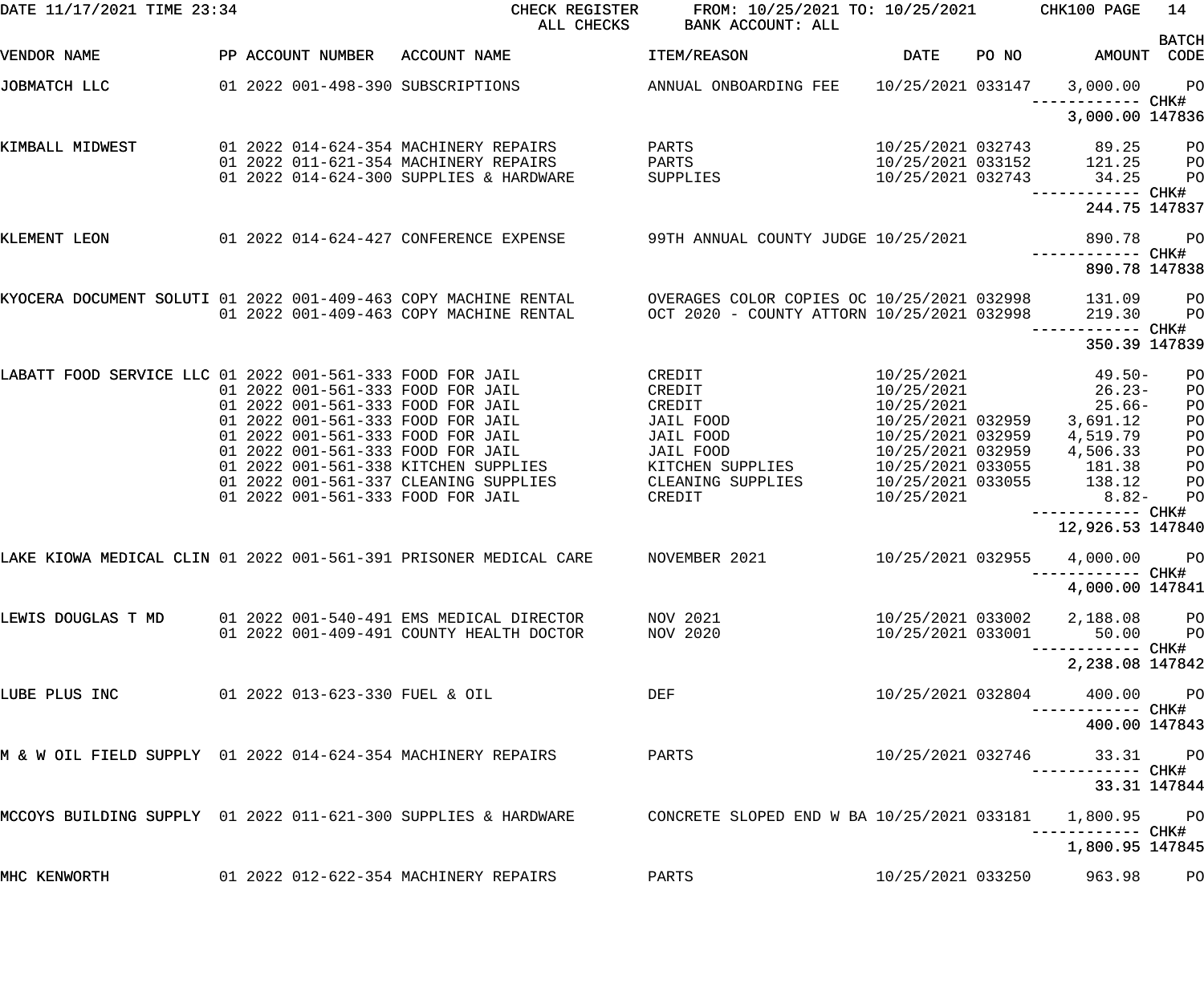DATE 11/17/2021 TIME 23:34 CHECK REGISTER FROM: 10/25/2021 TO: 10/25/2021 CHK100 PAGE 14
ALL CHECKS BANK ACCOUNT: ALL

| VENDOR NAME | PP | ACCOUNT NUMBER | ACCOUNT NAME | ITEM/REASON | DATE | PO NO | AMOUNT | BATCH CODE |
|---|---|---|---|---|---|---|---|---|
| JOBMATCH LLC | 01 2022 | 001-498-390 | SUBSCRIPTIONS | ANNUAL ONBOARDING FEE | 10/25/2021 | 033147 | 3,000.00 | PO |
| | | | | | | | ------------ CHK# | |
| | | | | | | | 3,000.00 | 147836 |
| KIMBALL MIDWEST | 01 2022 | 014-624-354 | MACHINERY REPAIRS | PARTS | 10/25/2021 | 032743 | 89.25 | PO |
| | 01 2022 | 011-621-354 | MACHINERY REPAIRS | PARTS | 10/25/2021 | 033152 | 121.25 | PO |
| | 01 2022 | 014-624-300 | SUPPLIES & HARDWARE | SUPPLIES | 10/25/2021 | 032743 | 34.25 | PO |
| | | | | | | | ------------ CHK# | |
| | | | | | | | 244.75 | 147837 |
| KLEMENT LEON | 01 2022 | 014-624-427 | CONFERENCE EXPENSE | 99TH ANNUAL COUNTY JUDGE | 10/25/2021 | | 890.78 | PO |
| | | | | | | | ------------ CHK# | |
| | | | | | | | 890.78 | 147838 |
| KYOCERA DOCUMENT SOLUTI | 01 2022 | 001-409-463 | COPY MACHINE RENTAL | OVERAGES COLOR COPIES OC | 10/25/2021 | 032998 | 131.09 | PO |
| | 01 2022 | 001-409-463 | COPY MACHINE RENTAL | OCT 2020 - COUNTY ATTORN | 10/25/2021 | 032998 | 219.30 | PO |
| | | | | | | | ------------ CHK# | |
| | | | | | | | 350.39 | 147839 |
| LABATT FOOD SERVICE LLC | 01 2022 | 001-561-333 | FOOD FOR JAIL | CREDIT | 10/25/2021 | | 49.50- | PO |
| | 01 2022 | 001-561-333 | FOOD FOR JAIL | CREDIT | 10/25/2021 | | 26.23- | PO |
| | 01 2022 | 001-561-333 | FOOD FOR JAIL | CREDIT | 10/25/2021 | | 25.66- | PO |
| | 01 2022 | 001-561-333 | FOOD FOR JAIL | JAIL FOOD | 10/25/2021 | 032959 | 3,691.12 | PO |
| | 01 2022 | 001-561-333 | FOOD FOR JAIL | JAIL FOOD | 10/25/2021 | 032959 | 4,519.79 | PO |
| | 01 2022 | 001-561-333 | FOOD FOR JAIL | JAIL FOOD | 10/25/2021 | 032959 | 4,506.33 | PO |
| | 01 2022 | 001-561-338 | KITCHEN SUPPLIES | KITCHEN SUPPLIES | 10/25/2021 | 033055 | 181.38 | PO |
| | 01 2022 | 001-561-337 | CLEANING SUPPLIES | CLEANING SUPPLIES | 10/25/2021 | 033055 | 138.12 | PO |
| | 01 2022 | 001-561-333 | FOOD FOR JAIL | CREDIT | 10/25/2021 | | 8.82- | PO |
| | | | | | | | ------------ CHK# | |
| | | | | | | | 12,926.53 | 147840 |
| LAKE KIOWA MEDICAL CLIN | 01 2022 | 001-561-391 | PRISONER MEDICAL CARE | NOVEMBER 2021 | 10/25/2021 | 032955 | 4,000.00 | PO |
| | | | | | | | ------------ CHK# | |
| | | | | | | | 4,000.00 | 147841 |
| LEWIS DOUGLAS T MD | 01 2022 | 001-540-491 | EMS MEDICAL DIRECTOR | NOV 2021 | 10/25/2021 | 033002 | 2,188.08 | PO |
| | 01 2022 | 001-409-491 | COUNTY HEALTH DOCTOR | NOV 2020 | 10/25/2021 | 033001 | 50.00 | PO |
| | | | | | | | ------------ CHK# | |
| | | | | | | | 2,238.08 | 147842 |
| LUBE PLUS INC | 01 2022 | 013-623-330 | FUEL & OIL | DEF | 10/25/2021 | 032804 | 400.00 | PO |
| | | | | | | | ------------ CHK# | |
| | | | | | | | 400.00 | 147843 |
| M & W OIL FIELD SUPPLY | 01 2022 | 014-624-354 | MACHINERY REPAIRS | PARTS | 10/25/2021 | 032746 | 33.31 | PO |
| | | | | | | | ------------ CHK# | |
| | | | | | | | 33.31 | 147844 |
| MCCOYS BUILDING SUPPLY | 01 2022 | 011-621-300 | SUPPLIES & HARDWARE | CONCRETE SLOPED END W BA | 10/25/2021 | 033181 | 1,800.95 | PO |
| | | | | | | | ------------ CHK# | |
| | | | | | | | 1,800.95 | 147845 |
| MHC KENWORTH | 01 2022 | 012-622-354 | MACHINERY REPAIRS | PARTS | 10/25/2021 | 033250 | 963.98 | PO |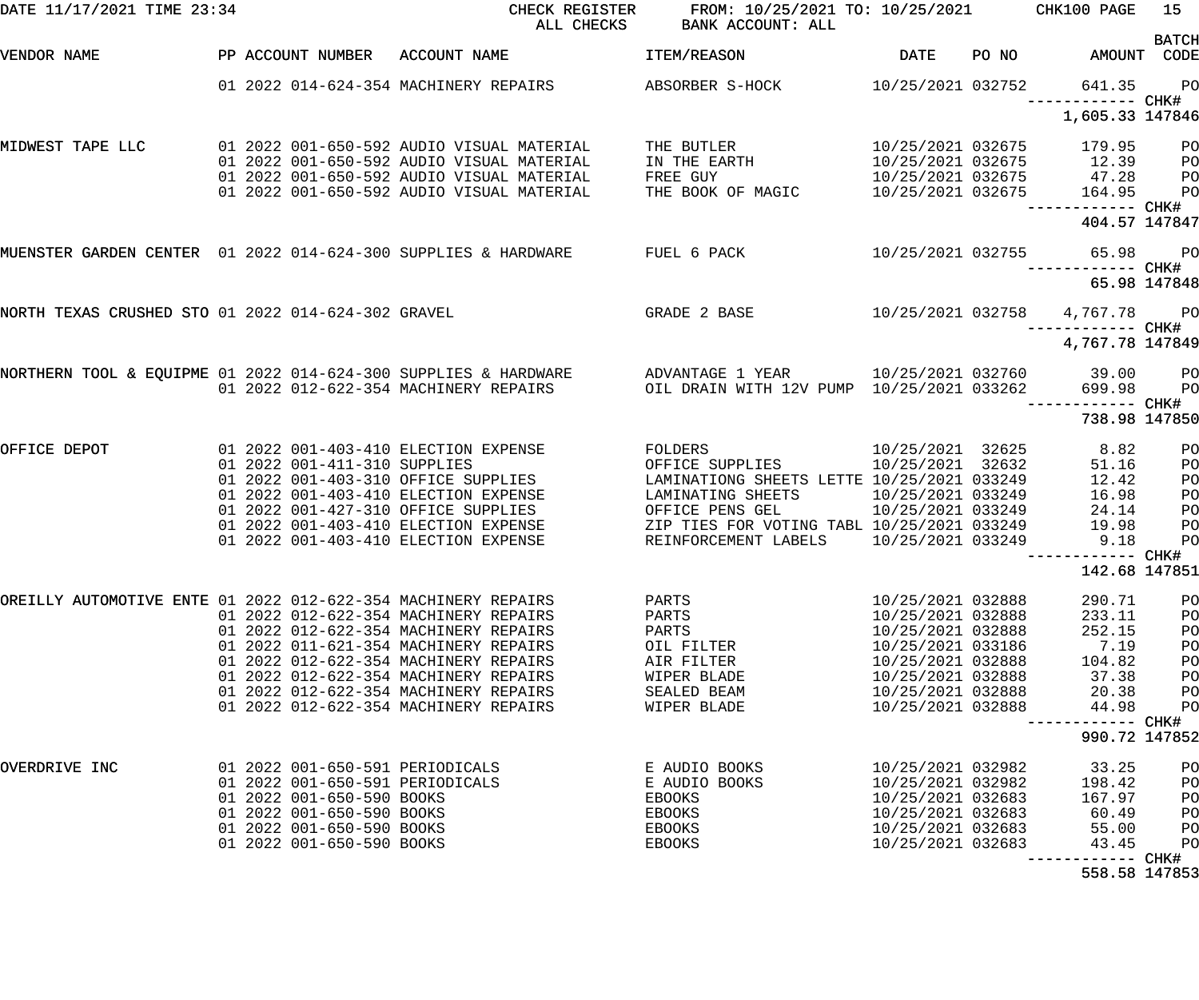DATE 11/17/2021 TIME 23:34 — CHECK REGISTER — ALL CHECKS — FROM: 10/25/2021 TO: 10/25/2021 — BANK ACCOUNT: ALL — CHK100

| VENDOR NAME | PP | ACCOUNT NUMBER | ACCOUNT NAME | ITEM/REASON | DATE | PO NO | AMOUNT | BATCH CODE |
|---|---|---|---|---|---|---|---|---|
| | 01 2022 | 014-624-354 | MACHINERY REPAIRS | ABSORBER S-HOCK | 10/25/2021 | 032752 | 641.35 | PO |
| | | | | | | | 1,605.33 | CHK# 147846 |
| MIDWEST TAPE LLC | 01 2022 | 001-650-592 | AUDIO VISUAL MATERIAL | THE BUTLER | 10/25/2021 | 032675 | 179.95 | PO |
| | 01 2022 | 001-650-592 | AUDIO VISUAL MATERIAL | IN THE EARTH | 10/25/2021 | 032675 | 12.39 | PO |
| | 01 2022 | 001-650-592 | AUDIO VISUAL MATERIAL | FREE GUY | 10/25/2021 | 032675 | 47.28 | PO |
| | 01 2022 | 001-650-592 | AUDIO VISUAL MATERIAL | THE BOOK OF MAGIC | 10/25/2021 | 032675 | 164.95 | PO |
| | | | | | | | 404.57 | CHK# 147847 |
| MUENSTER GARDEN CENTER | 01 2022 | 014-624-300 | SUPPLIES & HARDWARE | FUEL 6 PACK | 10/25/2021 | 032755 | 65.98 | PO |
| | | | | | | | 65.98 | CHK# 147848 |
| NORTH TEXAS CRUSHED STO | 01 2022 | 014-624-302 | GRAVEL | GRADE 2 BASE | 10/25/2021 | 032758 | 4,767.78 | PO |
| | | | | | | | 4,767.78 | CHK# 147849 |
| NORTHERN TOOL & EQUIPME | 01 2022 | 014-624-300 | SUPPLIES & HARDWARE | ADVANTAGE 1 YEAR | 10/25/2021 | 032760 | 39.00 | PO |
| | 01 2022 | 012-622-354 | MACHINERY REPAIRS | OIL DRAIN WITH 12V PUMP | 10/25/2021 | 033262 | 699.98 | PO |
| | | | | | | | 738.98 | CHK# 147850 |
| OFFICE DEPOT | 01 2022 | 001-403-410 | ELECTION EXPENSE | FOLDERS | 10/25/2021 | 32625 | 8.82 | PO |
| | 01 2022 | 001-411-310 | SUPPLIES | OFFICE SUPPLIES | 10/25/2021 | 32632 | 51.16 | PO |
| | 01 2022 | 001-403-310 | OFFICE SUPPLIES | LAMINATIONG SHEETS LETTE | 10/25/2021 | 033249 | 12.42 | PO |
| | 01 2022 | 001-403-410 | ELECTION EXPENSE | LAMINATING SHEETS | 10/25/2021 | 033249 | 16.98 | PO |
| | 01 2022 | 001-427-310 | OFFICE SUPPLIES | OFFICE PENS GEL | 10/25/2021 | 033249 | 24.14 | PO |
| | 01 2022 | 001-403-410 | ELECTION EXPENSE | ZIP TIES FOR VOTING TABL | 10/25/2021 | 033249 | 19.98 | PO |
| | 01 2022 | 001-403-410 | ELECTION EXPENSE | REINFORCEMENT LABELS | 10/25/2021 | 033249 | 9.18 | PO |
| | | | | | | | 142.68 | CHK# 147851 |
| OREILLY AUTOMOTIVE ENTE | 01 2022 | 012-622-354 | MACHINERY REPAIRS | PARTS | 10/25/2021 | 032888 | 290.71 | PO |
| | 01 2022 | 012-622-354 | MACHINERY REPAIRS | PARTS | 10/25/2021 | 032888 | 233.11 | PO |
| | 01 2022 | 012-622-354 | MACHINERY REPAIRS | PARTS | 10/25/2021 | 032888 | 252.15 | PO |
| | 01 2022 | 011-621-354 | MACHINERY REPAIRS | OIL FILTER | 10/25/2021 | 033186 | 7.19 | PO |
| | 01 2022 | 012-622-354 | MACHINERY REPAIRS | AIR FILTER | 10/25/2021 | 032888 | 104.82 | PO |
| | 01 2022 | 012-622-354 | MACHINERY REPAIRS | WIPER BLADE | 10/25/2021 | 032888 | 37.38 | PO |
| | 01 2022 | 012-622-354 | MACHINERY REPAIRS | SEALED BEAM | 10/25/2021 | 032888 | 20.38 | PO |
| | 01 2022 | 012-622-354 | MACHINERY REPAIRS | WIPER BLADE | 10/25/2021 | 032888 | 44.98 | PO |
| | | | | | | | 990.72 | CHK# 147852 |
| OVERDRIVE INC | 01 2022 | 001-650-591 | PERIODICALS | E AUDIO BOOKS | 10/25/2021 | 032982 | 33.25 | PO |
| | 01 2022 | 001-650-591 | PERIODICALS | E AUDIO BOOKS | 10/25/2021 | 032982 | 198.42 | PO |
| | 01 2022 | 001-650-590 | BOOKS | EBOOKS | 10/25/2021 | 032683 | 167.97 | PO |
| | 01 2022 | 001-650-590 | BOOKS | EBOOKS | 10/25/2021 | 032683 | 60.49 | PO |
| | 01 2022 | 001-650-590 | BOOKS | EBOOKS | 10/25/2021 | 032683 | 55.00 | PO |
| | 01 2022 | 001-650-590 | BOOKS | EBOOKS | 10/25/2021 | 032683 | 43.45 | PO |
| | | | | | | | 558.58 | CHK# 147853 |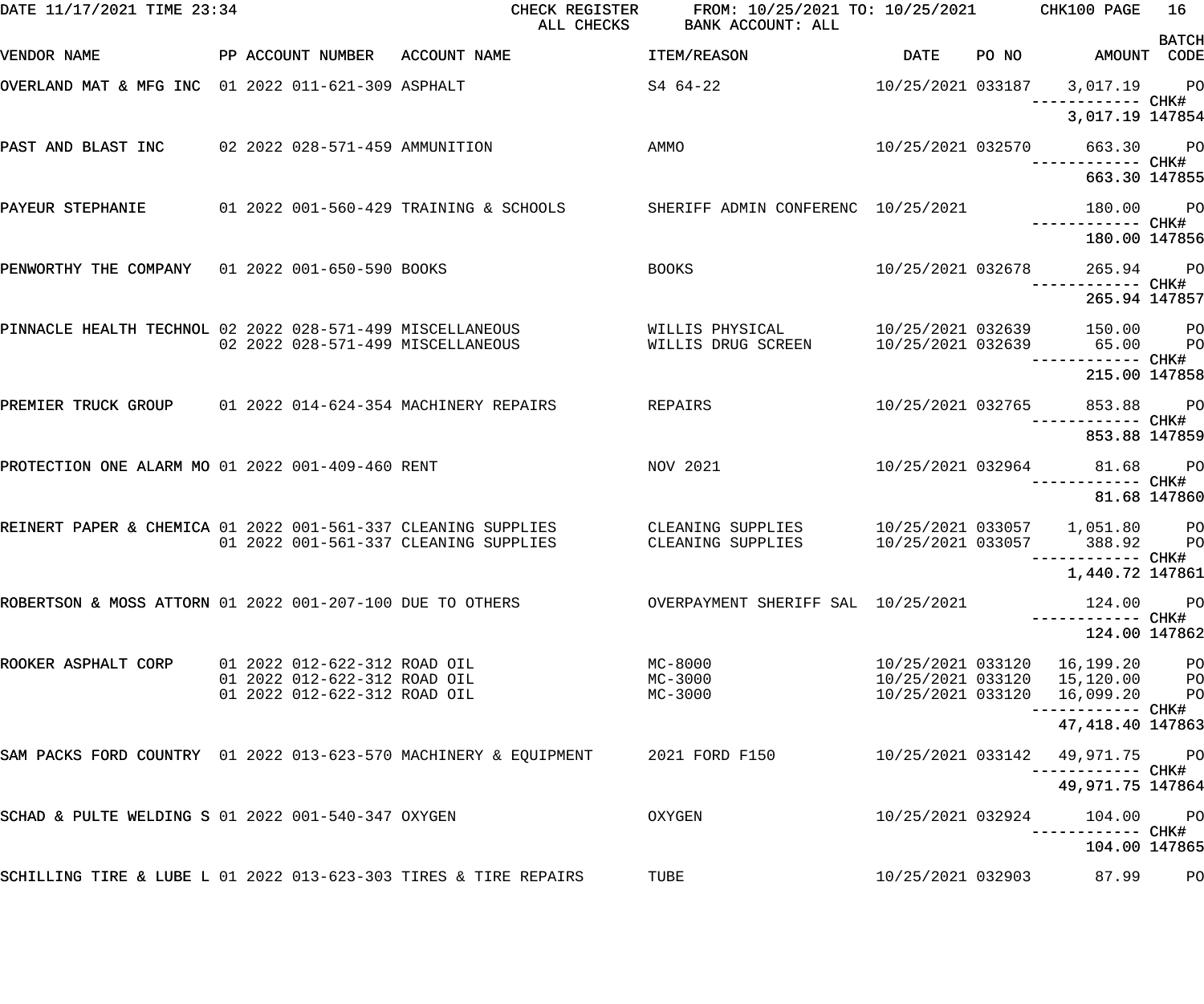DATE 11/17/2021 TIME 23:34 CHECK REGISTER ALL CHECKS FROM: 10/25/2021 TO: 10/25/2021 BANK ACCOUNT: ALL CHK100

| VENDOR NAME | PP | ACCOUNT NUMBER | ACCOUNT NAME | ITEM/REASON | DATE | PO NO | AMOUNT | BATCH CODE | CHK# |
|---|---|---|---|---|---|---|---|---|---|
| OVERLAND MAT & MFG INC | 01 | 2022 011-621-309 | ASPHALT | S4 64-22 | 10/25/2021 | 033187 | 3,017.19 | PO | |
| | | | | | | | 3,017.19 | | 147854 |
| PAST AND BLAST INC | 02 | 2022 028-571-459 | AMMUNITION | AMMO | 10/25/2021 | 032570 | 663.30 | PO | |
| | | | | | | | 663.30 | | 147855 |
| PAYEUR STEPHANIE | 01 | 2022 001-560-429 | TRAINING & SCHOOLS | SHERIFF ADMIN CONFERENC | 10/25/2021 | | 180.00 | PO | |
| | | | | | | | 180.00 | | 147856 |
| PENWORTHY THE COMPANY | 01 | 2022 001-650-590 | BOOKS | BOOKS | 10/25/2021 | 032678 | 265.94 | PO | |
| | | | | | | | 265.94 | | 147857 |
| PINNACLE HEALTH TECHNOL | 02 | 2022 028-571-499 | MISCELLANEOUS | WILLIS PHYSICAL | 10/25/2021 | 032639 | 150.00 | PO | |
| | 02 | 2022 028-571-499 | MISCELLANEOUS | WILLIS DRUG SCREEN | 10/25/2021 | 032639 | 65.00 | PO | |
| | | | | | | | 215.00 | | 147858 |
| PREMIER TRUCK GROUP | 01 | 2022 014-624-354 | MACHINERY REPAIRS | REPAIRS | 10/25/2021 | 032765 | 853.88 | PO | |
| | | | | | | | 853.88 | | 147859 |
| PROTECTION ONE ALARM MO | 01 | 2022 001-409-460 | RENT | NOV 2021 | 10/25/2021 | 032964 | 81.68 | PO | |
| | | | | | | | 81.68 | | 147860 |
| REINERT PAPER & CHEMICA | 01 | 2022 001-561-337 | CLEANING SUPPLIES | CLEANING SUPPLIES | 10/25/2021 | 033057 | 1,051.80 | PO | |
| | 01 | 2022 001-561-337 | CLEANING SUPPLIES | CLEANING SUPPLIES | 10/25/2021 | 033057 | 388.92 | PO | |
| | | | | | | | 1,440.72 | | 147861 |
| ROBERTSON & MOSS ATTORN | 01 | 2022 001-207-100 | DUE TO OTHERS | OVERPAYMENT SHERIFF SAL | 10/25/2021 | | 124.00 | PO | |
| | | | | | | | 124.00 | | 147862 |
| ROOKER ASPHALT CORP | 01 | 2022 012-622-312 | ROAD OIL | MC-8000 | 10/25/2021 | 033120 | 16,199.20 | PO | |
| | 01 | 2022 012-622-312 | ROAD OIL | MC-3000 | 10/25/2021 | 033120 | 15,120.00 | PO | |
| | 01 | 2022 012-622-312 | ROAD OIL | MC-3000 | 10/25/2021 | 033120 | 16,099.20 | PO | |
| | | | | | | | 47,418.40 | | 147863 |
| SAM PACKS FORD COUNTRY | 01 | 2022 013-623-570 | MACHINERY & EQUIPMENT | 2021 FORD F150 | 10/25/2021 | 033142 | 49,971.75 | PO | |
| | | | | | | | 49,971.75 | | 147864 |
| SCHAD & PULTE WELDING S | 01 | 2022 001-540-347 | OXYGEN | OXYGEN | 10/25/2021 | 032924 | 104.00 | PO | |
| | | | | | | | 104.00 | | 147865 |
| SCHILLING TIRE & LUBE L | 01 | 2022 013-623-303 | TIRES & TIRE REPAIRS | TUBE | 10/25/2021 | 032903 | 87.99 | PO | |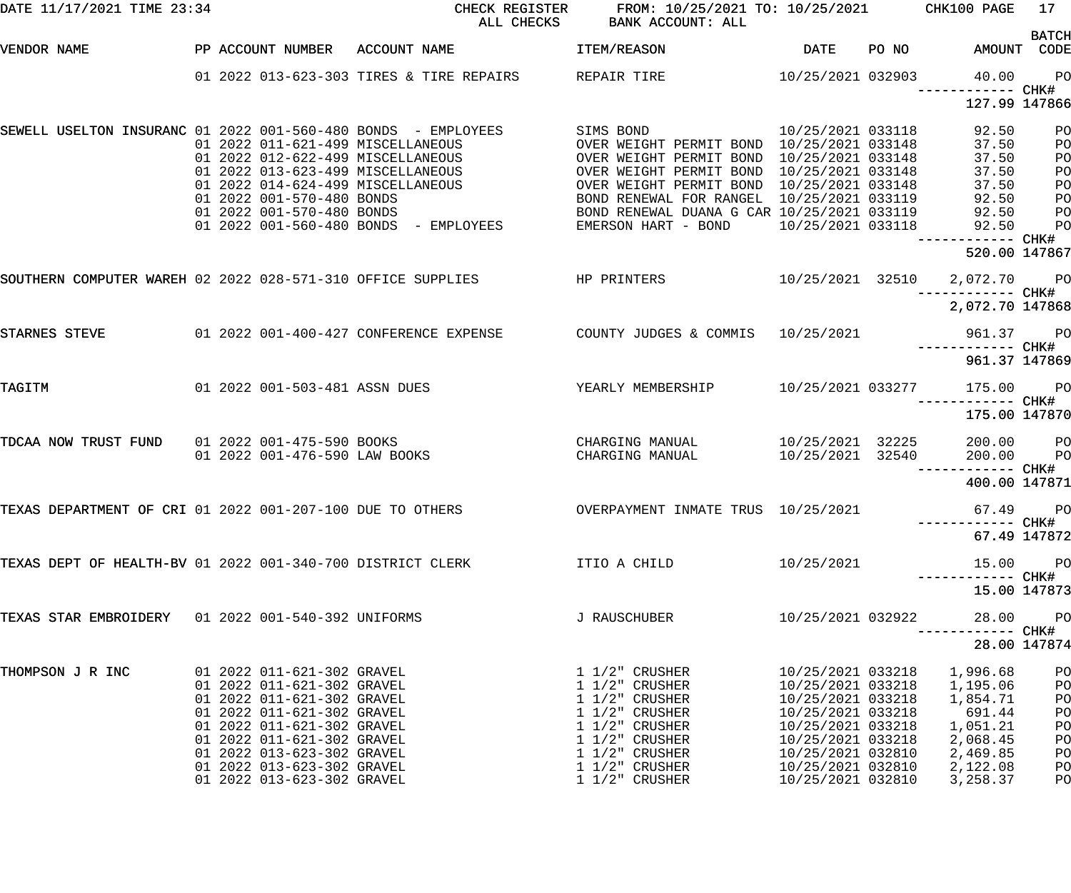CHECK REGISTER — ALL CHECKS — FROM: 10/25/2021 TO: 10/25/2021 — BANK ACCOUNT: ALL

DATE 11/17/2021 TIME 23:34 — CHK100

| VENDOR NAME | PP | ACCOUNT NUMBER | ACCOUNT NAME | ITEM/REASON | DATE | PO NO | AMOUNT | BATCH CODE |
|---|---|---|---|---|---|---|---|---|
| | 01 | 2022 013-623-303 | TIRES & TIRE REPAIRS | REPAIR TIRE | 10/25/2021 | 032903 | 40.00 | PO |
| | | | | | | | ------------ CHK# | |
| | | | | | | | 127.99 | 147866 |
| SEWELL USELTON INSURANC | 01 | 2022 001-560-480 | BONDS - EMPLOYEES | SIMS BOND | 10/25/2021 | 033118 | 92.50 | PO |
| | 01 | 2022 011-621-499 | MISCELLANEOUS | OVER WEIGHT PERMIT BOND | 10/25/2021 | 033148 | 37.50 | PO |
| | 01 | 2022 012-622-499 | MISCELLANEOUS | OVER WEIGHT PERMIT BOND | 10/25/2021 | 033148 | 37.50 | PO |
| | 01 | 2022 013-623-499 | MISCELLANEOUS | OVER WEIGHT PERMIT BOND | 10/25/2021 | 033148 | 37.50 | PO |
| | 01 | 2022 014-624-499 | MISCELLANEOUS | OVER WEIGHT PERMIT BOND | 10/25/2021 | 033148 | 37.50 | PO |
| | 01 | 2022 001-570-480 | BONDS | BOND RENEWAL FOR RANGEL | 10/25/2021 | 033119 | 92.50 | PO |
| | 01 | 2022 001-570-480 | BONDS | BOND RENEWAL DUANA G CAR | 10/25/2021 | 033119 | 92.50 | PO |
| | 01 | 2022 001-560-480 | BONDS - EMPLOYEES | EMERSON HART - BOND | 10/25/2021 | 033118 | 92.50 | PO |
| | | | | | | | ------------ CHK# | |
| | | | | | | | 520.00 | 147867 |
| SOUTHERN COMPUTER WAREH | 02 | 2022 028-571-310 | OFFICE SUPPLIES | HP PRINTERS | 10/25/2021 | 32510 | 2,072.70 | PO |
| | | | | | | | ------------ CHK# | |
| | | | | | | | 2,072.70 | 147868 |
| STARNES STEVE | 01 | 2022 001-400-427 | CONFERENCE EXPENSE | COUNTY JUDGES & COMMIS | 10/25/2021 | | 961.37 | PO |
| | | | | | | | ------------ CHK# | |
| | | | | | | | 961.37 | 147869 |
| TAGITM | 01 | 2022 001-503-481 | ASSN DUES | YEARLY MEMBERSHIP | 10/25/2021 | 033277 | 175.00 | PO |
| | | | | | | | ------------ CHK# | |
| | | | | | | | 175.00 | 147870 |
| TDCAA NOW TRUST FUND | 01 | 2022 001-475-590 | BOOKS | CHARGING MANUAL | 10/25/2021 | 32225 | 200.00 | PO |
| | 01 | 2022 001-476-590 | LAW BOOKS | CHARGING MANUAL | 10/25/2021 | 32540 | 200.00 | PO |
| | | | | | | | ------------ CHK# | |
| | | | | | | | 400.00 | 147871 |
| TEXAS DEPARTMENT OF CRI | 01 | 2022 001-207-100 | DUE TO OTHERS | OVERPAYMENT INMATE TRUS | 10/25/2021 | | 67.49 | PO |
| | | | | | | | ------------ CHK# | |
| | | | | | | | 67.49 | 147872 |
| TEXAS DEPT OF HEALTH-BV | 01 | 2022 001-340-700 | DISTRICT CLERK | ITIO A CHILD | 10/25/2021 | | 15.00 | PO |
| | | | | | | | ------------ CHK# | |
| | | | | | | | 15.00 | 147873 |
| TEXAS STAR EMBROIDERY | 01 | 2022 001-540-392 | UNIFORMS | J RAUSCHUBER | 10/25/2021 | 032922 | 28.00 | PO |
| | | | | | | | ------------ CHK# | |
| | | | | | | | 28.00 | 147874 |
| THOMPSON J R INC | 01 | 2022 011-621-302 | GRAVEL | 1 1/2" CRUSHER | 10/25/2021 | 033218 | 1,996.68 | PO |
| | 01 | 2022 011-621-302 | GRAVEL | 1 1/2" CRUSHER | 10/25/2021 | 033218 | 1,195.06 | PO |
| | 01 | 2022 011-621-302 | GRAVEL | 1 1/2" CRUSHER | 10/25/2021 | 033218 | 1,854.71 | PO |
| | 01 | 2022 011-621-302 | GRAVEL | 1 1/2" CRUSHER | 10/25/2021 | 033218 | 691.44 | PO |
| | 01 | 2022 011-621-302 | GRAVEL | 1 1/2" CRUSHER | 10/25/2021 | 033218 | 1,051.21 | PO |
| | 01 | 2022 011-621-302 | GRAVEL | 1 1/2" CRUSHER | 10/25/2021 | 033218 | 2,068.45 | PO |
| | 01 | 2022 013-623-302 | GRAVEL | 1 1/2" CRUSHER | 10/25/2021 | 032810 | 2,469.85 | PO |
| | 01 | 2022 013-623-302 | GRAVEL | 1 1/2" CRUSHER | 10/25/2021 | 032810 | 2,122.08 | PO |
| | 01 | 2022 013-623-302 | GRAVEL | 1 1/2" CRUSHER | 10/25/2021 | 032810 | 3,258.37 | PO |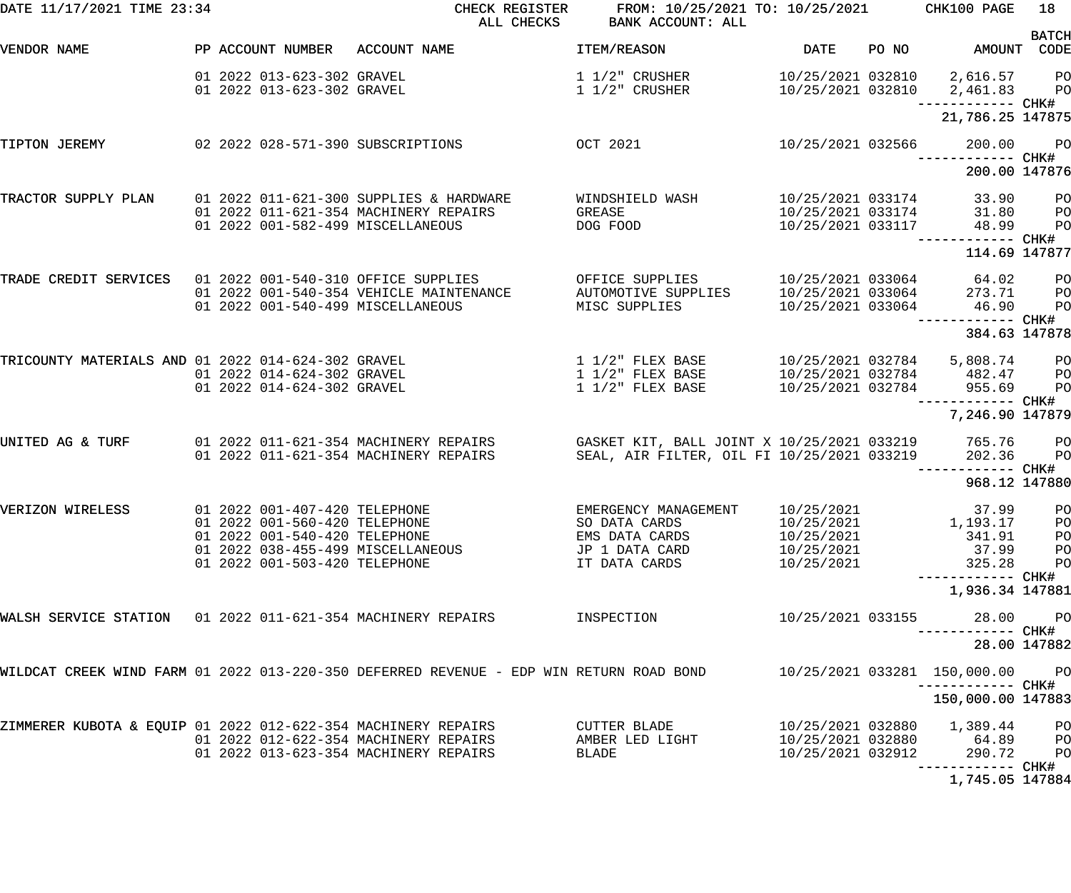DATE 11/17/2021 TIME 23:34 — CHECK REGISTER — ALL CHECKS — FROM: 10/25/2021 TO: 10/25/2021 — BANK ACCOUNT: ALL — CHK100

| VENDOR NAME | PP | ACCOUNT NUMBER | ACCOUNT NAME | ITEM/REASON | DATE | PO NO | AMOUNT | BATCH CODE |
|---|---|---|---|---|---|---|---|---|
| | 01 | 2022 013-623-302 | GRAVEL | 1 1/2" CRUSHER | 10/25/2021 | 032810 | 2,616.57 | PO |
| | 01 | 2022 013-623-302 | GRAVEL | 1 1/2" CRUSHER | 10/25/2021 | 032810 | 2,461.83 | PO |
| | | | | | | | 21,786.25 | CHK# 147875 |
| TIPTON JEREMY | 02 | 2022 028-571-390 | SUBSCRIPTIONS | OCT 2021 | 10/25/2021 | 032566 | 200.00 | PO |
| | | | | | | | 200.00 | CHK# 147876 |
| TRACTOR SUPPLY PLAN | 01 | 2022 011-621-300 | SUPPLIES & HARDWARE | WINDSHIELD WASH | 10/25/2021 | 033174 | 33.90 | PO |
| | 01 | 2022 011-621-354 | MACHINERY REPAIRS | GREASE | 10/25/2021 | 033174 | 31.80 | PO |
| | 01 | 2022 001-582-499 | MISCELLANEOUS | DOG FOOD | 10/25/2021 | 033117 | 48.99 | PO |
| | | | | | | | 114.69 | CHK# 147877 |
| TRADE CREDIT SERVICES | 01 | 2022 001-540-310 | OFFICE SUPPLIES | OFFICE SUPPLIES | 10/25/2021 | 033064 | 64.02 | PO |
| | 01 | 2022 001-540-354 | VEHICLE MAINTENANCE | AUTOMOTIVE SUPPLIES | 10/25/2021 | 033064 | 273.71 | PO |
| | 01 | 2022 001-540-499 | MISCELLANEOUS | MISC SUPPLIES | 10/25/2021 | 033064 | 46.90 | PO |
| | | | | | | | 384.63 | CHK# 147878 |
| TRICOUNTY MATERIALS AND | 01 | 2022 014-624-302 | GRAVEL | 1 1/2" FLEX BASE | 10/25/2021 | 032784 | 5,808.74 | PO |
| | 01 | 2022 014-624-302 | GRAVEL | 1 1/2" FLEX BASE | 10/25/2021 | 032784 | 482.47 | PO |
| | 01 | 2022 014-624-302 | GRAVEL | 1 1/2" FLEX BASE | 10/25/2021 | 032784 | 955.69 | PO |
| | | | | | | | 7,246.90 | CHK# 147879 |
| UNITED AG & TURF | 01 | 2022 011-621-354 | MACHINERY REPAIRS | GASKET KIT, BALL JOINT X | 10/25/2021 | 033219 | 765.76 | PO |
| | 01 | 2022 011-621-354 | MACHINERY REPAIRS | SEAL, AIR FILTER, OIL FI | 10/25/2021 | 033219 | 202.36 | PO |
| | | | | | | | 968.12 | CHK# 147880 |
| VERIZON WIRELESS | 01 | 2022 001-407-420 | TELEPHONE | EMERGENCY MANAGEMENT | 10/25/2021 | | 37.99 | PO |
| | 01 | 2022 001-560-420 | TELEPHONE | SO DATA CARDS | 10/25/2021 | | 1,193.17 | PO |
| | 01 | 2022 001-540-420 | TELEPHONE | EMS DATA CARDS | 10/25/2021 | | 341.91 | PO |
| | 01 | 2022 038-455-499 | MISCELLANEOUS | JP 1 DATA CARD | 10/25/2021 | | 37.99 | PO |
| | 01 | 2022 001-503-420 | TELEPHONE | IT DATA CARDS | 10/25/2021 | | 325.28 | PO |
| | | | | | | | 1,936.34 | CHK# 147881 |
| WALSH SERVICE STATION | 01 | 2022 011-621-354 | MACHINERY REPAIRS | INSPECTION | 10/25/2021 | 033155 | 28.00 | PO |
| | | | | | | | 28.00 | CHK# 147882 |
| WILDCAT CREEK WIND FARM | 01 | 2022 013-220-350 | DEFERRED REVENUE - EDP WIN | RETURN ROAD BOND | 10/25/2021 | 033281 | 150,000.00 | PO |
| | | | | | | | 150,000.00 | CHK# 147883 |
| ZIMMERER KUBOTA & EQUIP | 01 | 2022 012-622-354 | MACHINERY REPAIRS | CUTTER BLADE | 10/25/2021 | 032880 | 1,389.44 | PO |
| | 01 | 2022 012-622-354 | MACHINERY REPAIRS | AMBER LED LIGHT | 10/25/2021 | 032880 | 64.89 | PO |
| | 01 | 2022 013-623-354 | MACHINERY REPAIRS | BLADE | 10/25/2021 | 032912 | 290.72 | PO |
| | | | | | | | 1,745.05 | CHK# 147884 |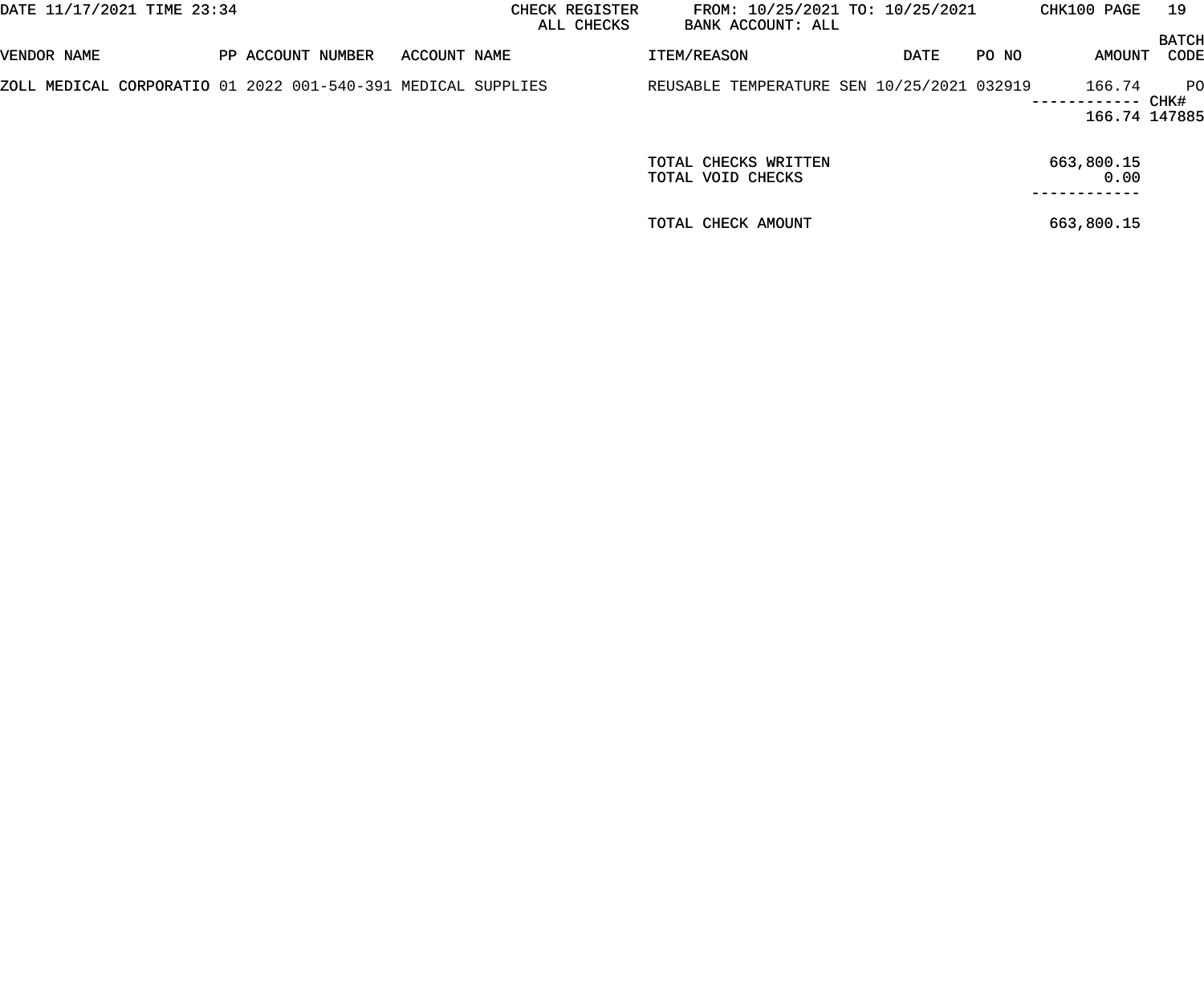DATE 11/17/2021 TIME 23:34 CHECK REGISTER ALL CHECKS FROM: 10/25/2021 TO: 10/25/2021 BANK ACCOUNT: ALL CHK100

| VENDOR NAME | PP | ACCOUNT NUMBER | ACCOUNT NAME | ITEM/REASON | DATE | PO NO | AMOUNT | BATCH CODE |
|---|---|---|---|---|---|---|---|---|
| ZOLL MEDICAL CORPORATIO | 01 | 2022 001-540-391 | MEDICAL SUPPLIES | REUSABLE TEMPERATURE SEN | 10/25/2021 | 032919 | 166.74 | PO |
| | | | | | | | ------------ | CHK# |
| | | | | | | | 166.74 | 147885 |

| | |
|---|---|
| TOTAL CHECKS WRITTEN | 663,800.15 |
| TOTAL VOID CHECKS | 0.00 |
| | ------------ |
| TOTAL CHECK AMOUNT | 663,800.15 |